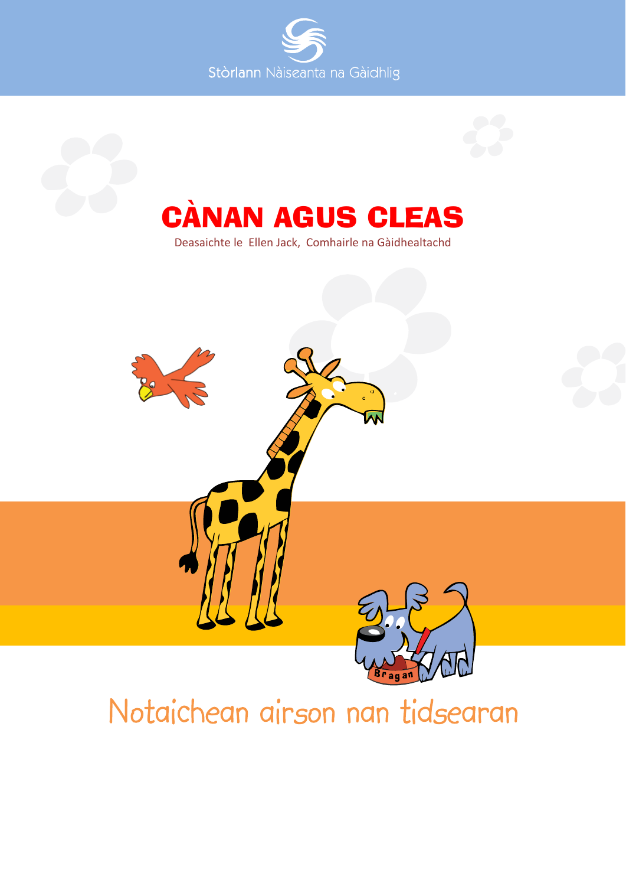Stòrlann Nàiseanta na Gàidhlig

# CÀNAN AGUS CLEAS

Deasaichte le Ellen Jack, Comhairle na Gàidhealtachd

Bragan

## Notaichean airson nan tidsearan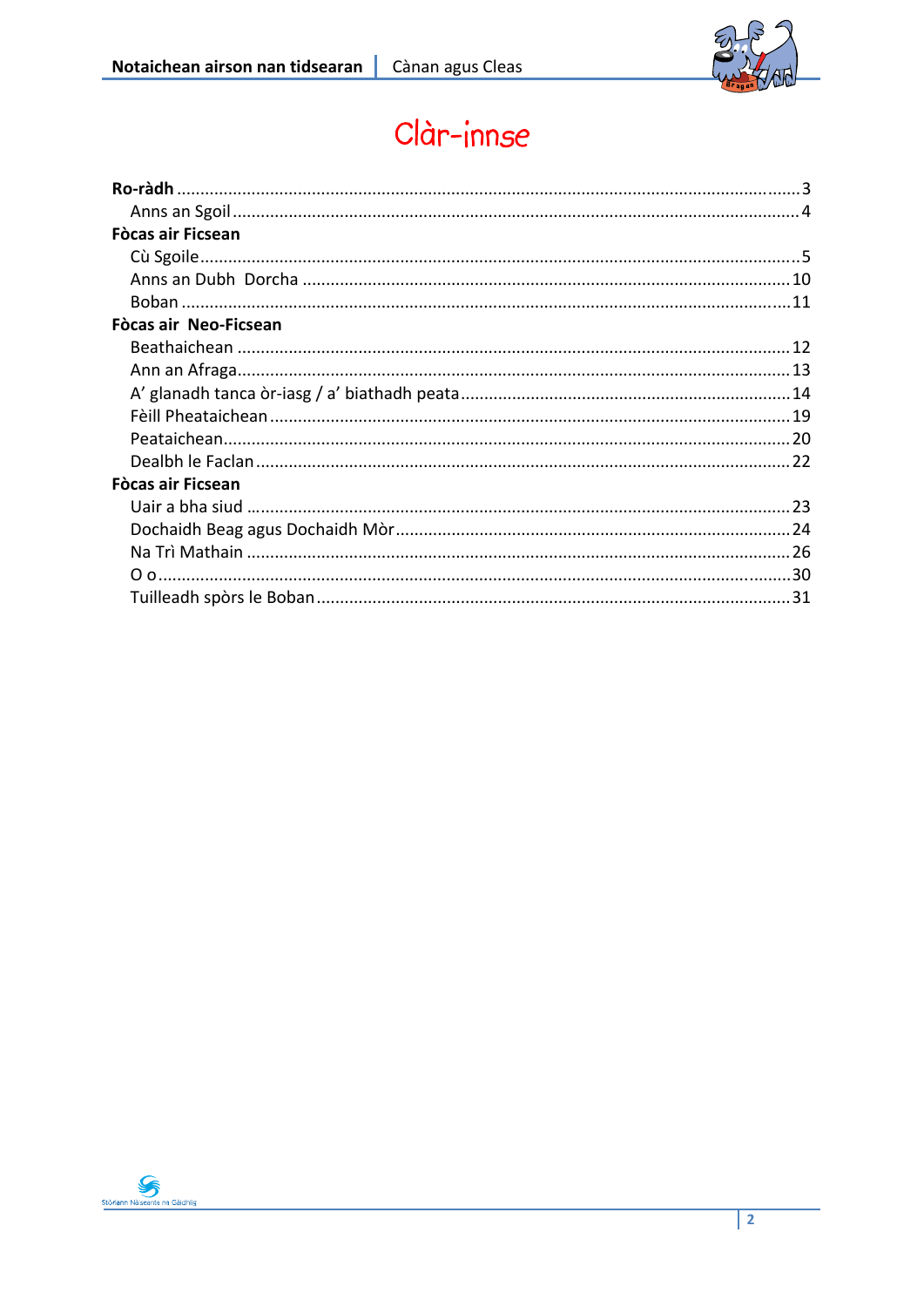# Clàr-innse

**Ro-ràdh** .................... 3
- Anns an Sgoil .................... 4

**Fòcas air Ficsean**
- Cù Sgoile .................... 5
- Anns an Dubh Dorcha .................... 10
- Boban .................... 11

**Fòcas air Neo-Ficsean**
- Beathaichean .................... 12
- Ann an Afraga .................... 13
- A' glanadh tanca òr-iasg / a' biathadh peata .................... 14
- Fèill Pheataichean .................... 19
- Peataichean .................... 20
- Dealbh le Faclan .................... 22

**Fòcas air Ficsean**
- Uair a bha siud .................... 23
- Dochaidh Beag agus Dochaidh Mòr .................... 24
- Na Trì Mathain .................... 26
- O o .................... 30
- Tuilleadh spòrs le Boban .................... 31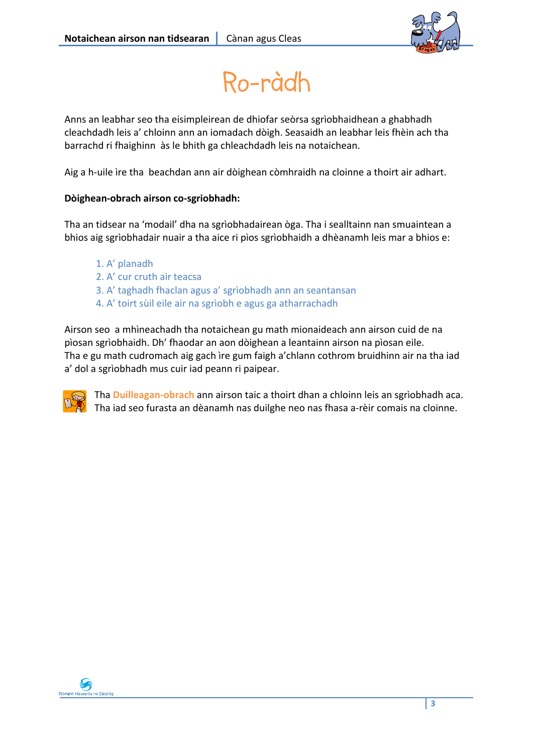# Ro-ràdh

Anns an leabhar seo tha eisimpleirean de dhiofar seòrsa sgrìobhaidhean a ghabhadh cleachdadh leis a' chloinn ann an iomadach dòigh. Seasaidh an leabhar leis fhèin ach tha barrachd ri fhaighinn às le bhith ga chleachdadh leis na notaichean.

Aig a h-uile ìre tha beachdan ann air dòighean còmhraidh na cloinne a thoirt air adhart.

**Dòighean-obrach airson co-sgriobhadh:**

Tha an tidsear na 'modail' dha na sgrìobhadairean òga. Tha i sealltainn nan smuaintean a bhios aig sgrìobhadair nuair a tha aice ri pìos sgrìobhaidh a dhèanamh leis mar a bhios e:

1. A' planadh
2. A' cur cruth air teacsa
3. A' taghadh fhaclan agus a' sgrìobhadh ann an seantansan
4. A' toirt sùil eile air na sgrìobh e agus ga atharrachadh

Airson seo a mhìneachadh tha notaichean gu math mionaideach ann airson cuid de na pìosan sgrìobhaidh. Dh' fhaodar an aon dòighean a leantainn airson na pìosan eile.
Tha e gu math cudromach aig gach ìre gum faigh a'chlann cothrom bruidhinn air na tha iad a' dol a sgrìobhadh mus cuir iad peann ri paipear.

Tha **Duilleagan-obrach** ann airson taic a thoirt dhan a chloinn leis an sgrìobhadh aca. Tha iad seo furasta an dèanamh nas duilghe neo nas fhasa a-rèir comais na cloinne.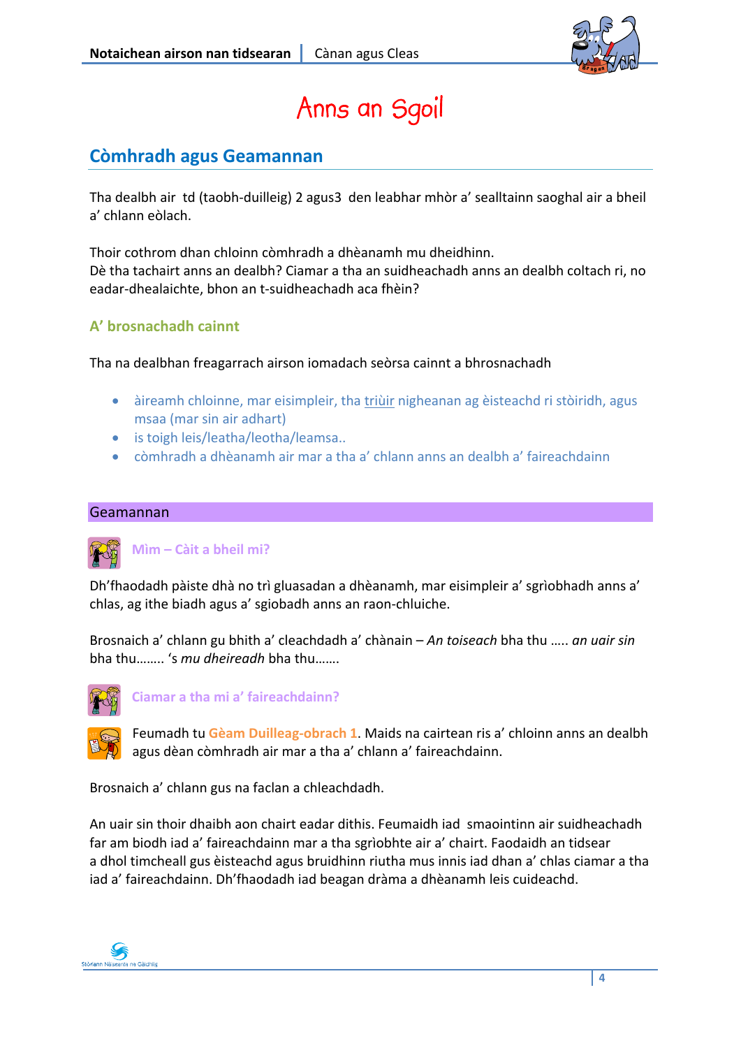# Anns an Sgoil

## Còmhradh agus Geamannan

Tha dealbh air td (taobh-duilleig) 2 agus3 den leabhar mhòr a' sealltainn saoghal air a bheil a' chlann eòlach.

Thoir cothrom dhan chloinn còmhradh a dhèanamh mu dheidhinn.
Dè tha tachairt anns an dealbh? Ciamar a tha an suidheachadh anns an dealbh coltach ri, no eadar-dhealaichte, bhon an t-suidheachadh aca fhèin?

### A' brosnachadh cainnt

Tha na dealbhan freagarrach airson iomadach seòrsa cainnt a bhrosnachadh

- àireamh chloinne, mar eisimpleir, tha triùir nigheanan ag èisteachd ri stòiridh, agus msaa (mar sin air adhart)
- is toigh leis/leatha/leotha/leamsa..
- còmhradh a dhèanamh air mar a tha a' chlann anns an dealbh a' faireachdainn

### Geamannan

#### Mìm – Càit a bheil mi?

Dh'fhaodadh pàiste dhà no trì gluasadan a dhèanamh, mar eisimpleir a' sgrìobhadh anns a' chlas, ag ithe biadh agus a' sgiobadh anns an raon-chluiche.

Brosnaich a' chlann gu bhith a' cleachdadh a' chànain – *An toiseach* bha thu ….. *an uair sin* bha thu…….. 's *mu dheireadh* bha thu…….

#### Ciamar a tha mi a' faireachdainn?

Feumadh tu **Gèam Duilleag-obrach 1**. Maids na cairtean ris a' chloinn anns an dealbh agus dèan còmhradh air mar a tha a' chlann a' faireachdainn.

Brosnaich a' chlann gus na faclan a chleachdadh.

An uair sin thoir dhaibh aon chairt eadar dithis. Feumaidh iad smaointinn air suidheachadh far am biodh iad a' faireachdainn mar a tha sgrìobhte air a' chairt. Faodaidh an tidsear a dhol timcheall gus èisteachd agus bruidhinn riutha mus innis iad dhan a' chlas ciamar a tha iad a' faireachdainn. Dh'fhaodadh iad beagan dràma a dhèanamh leis cuideachd.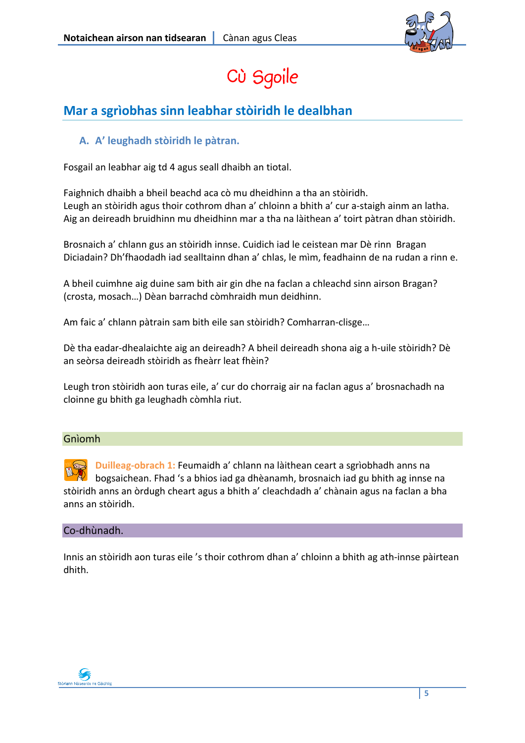# Cù Sgoile

## Mar a sgrìobhas sinn leabhar stòiridh le dealbhan

### A. A' leughadh stòiridh le pàtran.

Fosgail an leabhar aig td 4 agus seall dhaibh an tiotal.

Faighnich dhaibh a bheil beachd aca cò mu dheidhinn a tha an stòiridh.
Leugh an stòiridh agus thoir cothrom dhan a' chloinn a bhith a' cur a-staigh ainm an latha.
Aig an deireadh bruidhinn mu dheidhinn mar a tha na làithean a' toirt pàtran dhan stòiridh.

Brosnaich a' chlann gus an stòiridh innse. Cuidich iad le ceistean mar Dè rinn Bragan Diciadain? Dh'fhaodadh iad sealltainn dhan a' chlas, le mìm, feadhainn de na rudan a rinn e.

A bheil cuimhne aig duine sam bith air gin dhe na faclan a chleachd sinn airson Bragan? (crosta, mosach…) Dèan barrachd còmhraidh mun deidhinn.

Am faic a' chlann pàtrain sam bith eile san stòiridh? Comharran-clisge…

Dè tha eadar-dhealaichte aig an deireadh? A bheil deireadh shona aig a h-uile stòiridh? Dè an seòrsa deireadh stòiridh as fheàrr leat fhèin?

Leugh tron stòiridh aon turas eile, a' cur do chorraig air na faclan agus a' brosnachadh na cloinne gu bhith ga leughadh còmhla riut.

Gnìomh

**Duilleag-obrach 1:** Feumaidh a' chlann na làithean ceart a sgrìobhadh anns na bogsaichean. Fhad 's a bhios iad ga dhèanamh, brosnaich iad gu bhith ag innse na stòiridh anns an òrdugh cheart agus a bhith a' cleachdadh a' chànain agus na faclan a bha anns an stòiridh.

Co-dhùnadh.

Innis an stòiridh aon turas eile 's thoir cothrom dhan a' chloinn a bhith ag ath-innse pàirtean dhith.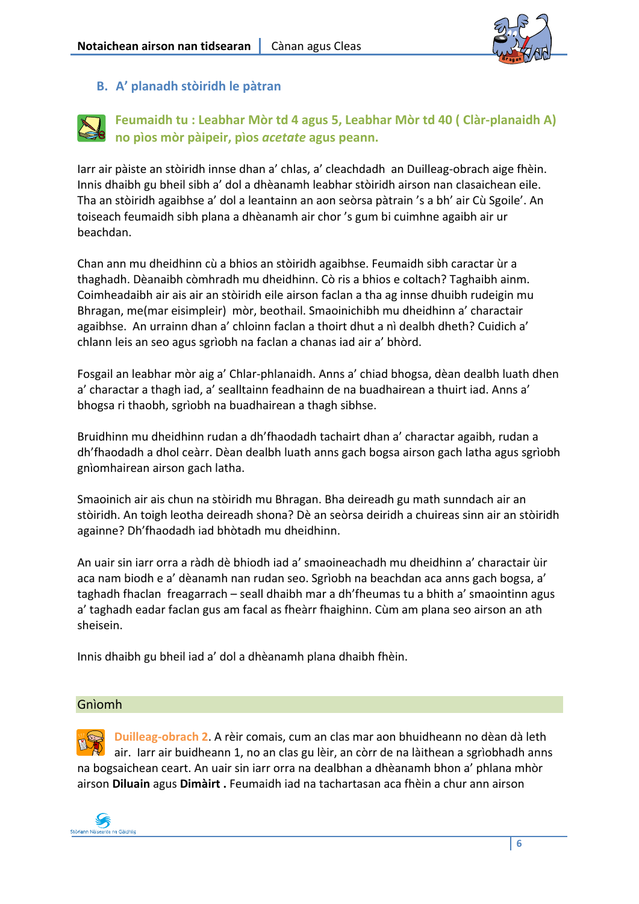## B. A' planadh stòiridh le pàtran

**Feumaidh tu : Leabhar Mòr td 4 agus 5, Leabhar Mòr td 40 ( Clàr-planaidh A) no pìos mòr pàipeir, pìos *acetate* agus peann.**

Iarr air pàiste an stòiridh innse dhan a' chlas, a' cleachdadh an Duilleag-obrach aige fhèin. Innis dhaibh gu bheil sibh a' dol a dhèanamh leabhar stòiridh airson nan clasaichean eile. Tha an stòiridh agaibhse a' dol a leantainn an aon seòrsa pàtrain 's a bh' air Cù Sgoile'. An toiseach feumaidh sibh plana a dhèanamh air chor 's gum bi cuimhne agaibh air ur beachdan.

Chan ann mu dheidhinn cù a bhios an stòiridh agaibhse. Feumaidh sibh caractar ùr a thaghadh. Dèanaibh còmhradh mu dheidhinn. Cò ris a bhios e coltach? Taghaibh ainm. Coimheadaibh air ais air an stòiridh eile airson faclan a tha ag innse dhuibh rudeigin mu Bhragan, me(mar eisimpleir) mòr, beothail. Smaoinichibh mu dheidhinn a' charactair agaibhse. An urrainn dhan a' chloinn faclan a thoirt dhut a nì dealbh dheth? Cuidich a' chlann leis an seo agus sgrìobh na faclan a chanas iad air a' bhòrd.

Fosgail an leabhar mòr aig a' Chlar-phlanaidh. Anns a' chiad bhogsa, dèan dealbh luath dhen a' charactar a thagh iad, a' sealltainn feadhainn de na buadhairean a thuirt iad. Anns a' bhogsa ri thaobh, sgrìobh na buadhairean a thagh sibhse.

Bruidhinn mu dheidhinn rudan a dh'fhaodadh tachairt dhan a' charactar agaibh, rudan a dh'fhaodadh a dhol ceàrr. Dèan dealbh luath anns gach bogsa airson gach latha agus sgrìobh gnìomhairean airson gach latha.

Smaoinich air ais chun na stòiridh mu Bhragan. Bha deireadh gu math sunndach air an stòiridh. An toigh leotha deireadh shona? Dè an seòrsa deiridh a chuireas sinn air an stòiridh againne? Dh'fhaodadh iad bhòtadh mu dheidhinn.

An uair sin iarr orra a ràdh dè bhiodh iad a' smaoineachadh mu dheidhinn a' charactair ùir aca nam biodh e a' dèanamh nan rudan seo. Sgrìobh na beachdan aca anns gach bogsa, a' taghadh fhaclan freagarrach – seall dhaibh mar a dh'fheumas tu a bhith a' smaointinn agus a' taghadh eadar faclan gus am facal as fheàrr fhaighinn. Cùm am plana seo airson an ath sheisein.

Innis dhaibh gu bheil iad a' dol a dhèanamh plana dhaibh fhèin.

### Gnìomh

**Duilleag-obrach 2**. A rèir comais, cum an clas mar aon bhuidheann no dèan dà leth air. Iarr air buidheann 1, no an clas gu lèir, an còrr de na làithean a sgrìobhadh anns na bogsaichean ceart. An uair sin iarr orra na dealbhan a dhèanamh bhon a' phlana mhòr airson **Diluain** agus **Dimàirt .** Feumaidh iad na tachartasan aca fhèin a chur ann airson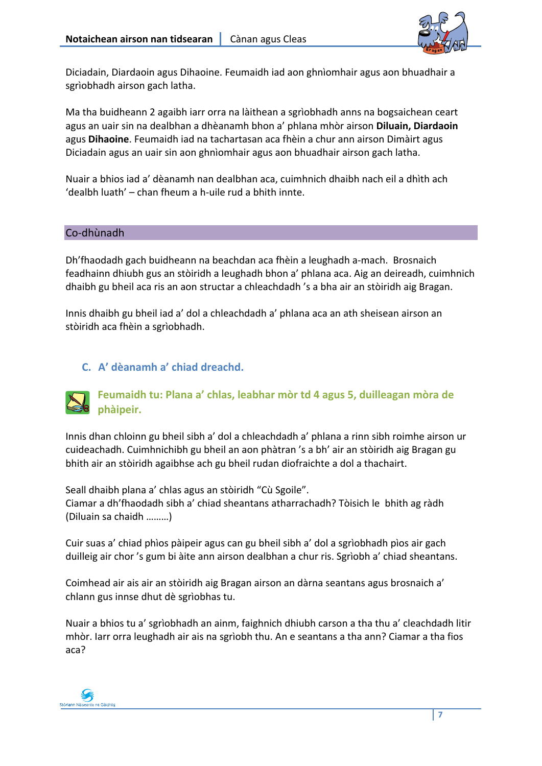Diciadain, Diardaoin agus Dihaoine. Feumaidh iad aon ghnìomhair agus aon bhuadhair a sgrìobhadh airson gach latha.

Ma tha buidheann 2 agaibh iarr orra na làithean a sgrìobhadh anns na bogsaichean ceart agus an uair sin na dealbhan a dhèanamh bhon a' phlana mhòr airson **Diluain, Diardaoin** agus **Dihaoine**. Feumaidh iad na tachartasan aca fhèin a chur ann airson Dimàirt agus Diciadain agus an uair sin aon ghnìomhair agus aon bhuadhair airson gach latha.

Nuair a bhios iad a' dèanamh nan dealbhan aca, cuimhnich dhaibh nach eil a dhìth ach 'dealbh luath' – chan fheum a h-uile rud a bhith innte.

## Co-dhùnadh

Dh'fhaodadh gach buidheann na beachdan aca fhèin a leughadh a-mach. Brosnaich feadhainn dhiubh gus an stòiridh a leughadh bhon a' phlana aca. Aig an deireadh, cuimhnich dhaibh gu bheil aca ris an aon structar a chleachdadh 's a bha air an stòiridh aig Bragan.

Innis dhaibh gu bheil iad a' dol a chleachdadh a' phlana aca an ath sheisean airson an stòiridh aca fhèin a sgrìobhadh.

### C. A' dèanamh a' chiad dreachd.

**Feumaidh tu: Plana a' chlas, leabhar mòr td 4 agus 5, duilleagan mòra de phàipeir.**

Innis dhan chloinn gu bheil sibh a' dol a chleachdadh a' phlana a rinn sibh roimhe airson ur cuideachadh. Cuimhnichibh gu bheil an aon phàtran 's a bh' air an stòiridh aig Bragan gu bhith air an stòiridh agaibhse ach gu bheil rudan diofraichte a dol a thachairt.

Seall dhaibh plana a' chlas agus an stòiridh "Cù Sgoile".
Ciamar a dh'fhaodadh sibh a' chiad sheantans atharrachadh? Tòisich le bhith ag ràdh (Diluain sa chaidh ………)

Cuir suas a' chiad phìos pàipeir agus can gu bheil sibh a' dol a sgrìobhadh pìos air gach duilleig air chor 's gum bi àite ann airson dealbhan a chur ris. Sgrìobh a' chiad sheantans.

Coimhead air ais air an stòiridh aig Bragan airson an dàrna seantans agus brosnaich a' chlann gus innse dhut dè sgrìobhas tu.

Nuair a bhios tu a' sgrìobhadh an ainm, faighnich dhiubh carson a tha thu a' cleachdadh litir mhòr. Iarr orra leughadh air ais na sgrìobh thu. An e seantans a tha ann? Ciamar a tha fios aca?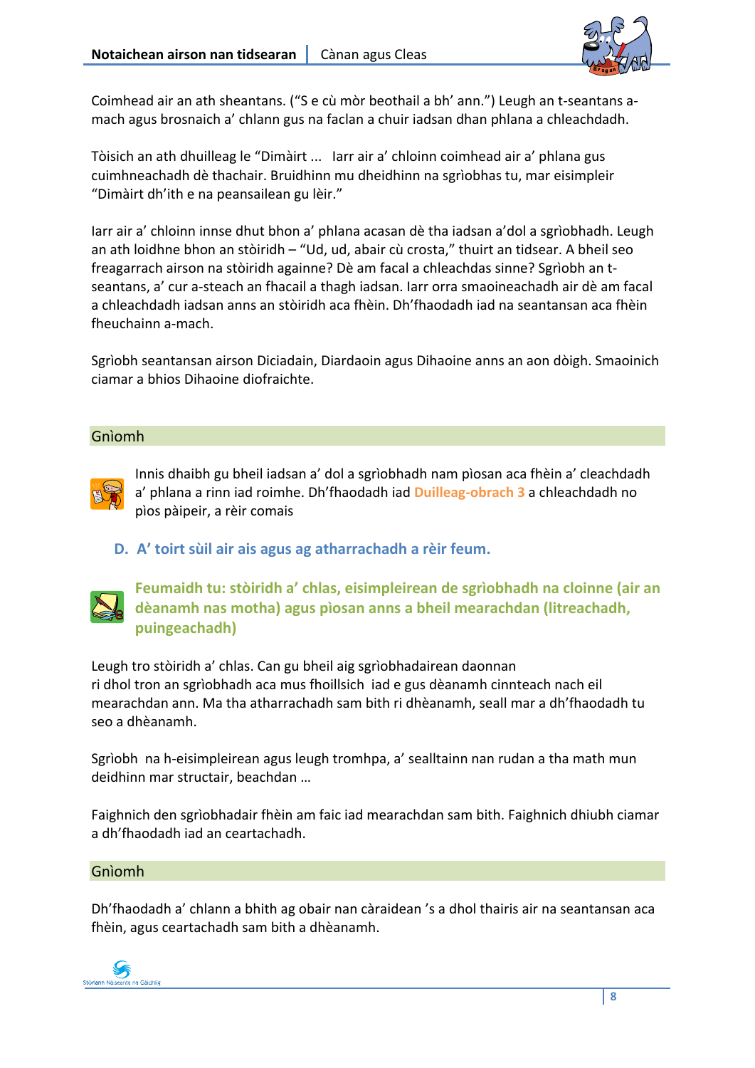Coimhead air an ath sheantans. (“S e cù mòr beothail a bh’ ann.”) Leugh an t-seantans a-mach agus brosnaich a’ chlann gus na faclan a chuir iadsan dhan phlana a chleachdadh.

Tòisich an ath dhuilleag le “Dimàirt ... Iarr air a’ chloinn coimhead air a’ phlana gus cuimhneachadh dè thachair. Bruidhinn mu dheidhinn na sgrìobhas tu, mar eisimpleir “Dimàirt dh’ith e na peansailean gu lèir.”

Iarr air a’ chloinn innse dhut bhon a’ phlana acasan dè tha iadsan a’dol a sgrìobhadh. Leugh an ath loidhne bhon an stòiridh – “Ud, ud, abair cù crosta,” thuirt an tidsear. A bheil seo freagarrach airson na stòiridh againne? Dè am facal a chleachdas sinne? Sgrìobh an t-seantans, a’ cur a-steach an fhacail a thagh iadsan. Iarr orra smaoineachadh air dè am facal a chleachdadh iadsan anns an stòiridh aca fhèin. Dh’fhaodadh iad na seantansan aca fhèin fheuchainn a-mach.

Sgrìobh seantansan airson Diciadain, Diardaoin agus Dihaoine anns an aon dòigh. Smaoinich ciamar a bhios Dihaoine diofraichte.

## Gnìomh

Innis dhaibh gu bheil iadsan a’ dol a sgrìobhadh nam pìosan aca fhèin a’ cleachdadh a’ phlana a rinn iad roimhe. Dh’fhaodadh iad **Duilleag-obrach 3** a chleachdadh no pìos pàipeir, a rèir comais

### D. A’ toirt sùil air ais agus ag atharrachadh a rèir feum.

**Feumaidh tu: stòiridh a’ chlas, eisimpleirean de sgrìobhadh na cloinne (air an dèanamh nas motha) agus pìosan anns a bheil mearachdan (litreachadh, puingeachadh)**

Leugh tro stòiridh a’ chlas. Can gu bheil aig sgrìobhadairean daonnan ri dhol tron an sgrìobhadh aca mus fhoillsich iad e gus dèanamh cinnteach nach eil mearachdan ann. Ma tha atharrachadh sam bith ri dhèanamh, seall mar a dh’fhaodadh tu seo a dhèanamh.

Sgrìobh na h-eisimpleirean agus leugh tromhpa, a’ sealltainn nan rudan a tha math mun deidhinn mar structair, beachdan …

Faighnich den sgrìobhadair fhèin am faic iad mearachdan sam bith. Faighnich dhiubh ciamar a dh’fhaodadh iad an ceartachadh.

## Gnìomh

Dh’fhaodadh a’ chlann a bhith ag obair nan càraidean ’s a dhol thairis air na seantansan aca fhèin, agus ceartachadh sam bith a dhèanamh.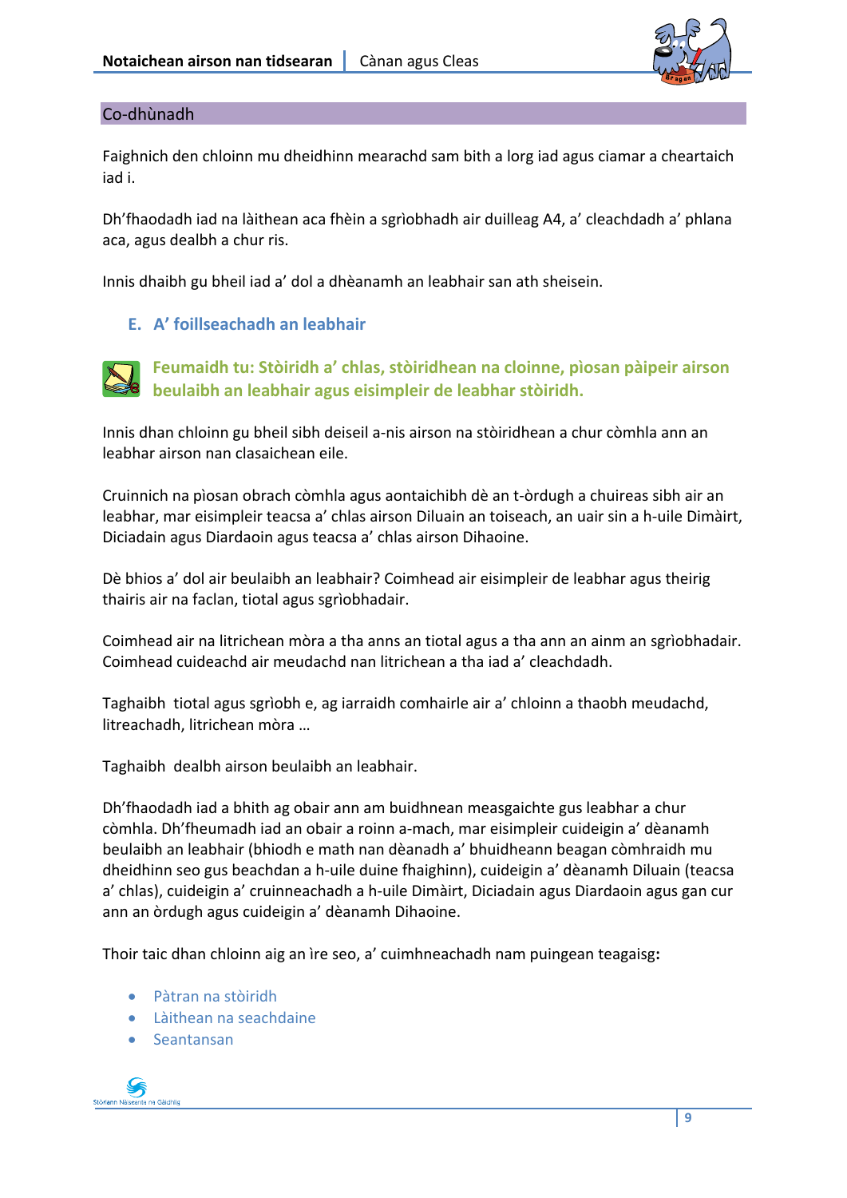## Co-dhùnadh

Faighnich den chloinn mu dheidhinn mearachd sam bith a lorg iad agus ciamar a cheartaich iad i.

Dh'fhaodadh iad na làithean aca fhèin a sgrìobhadh air duilleag A4, a' cleachdadh a' phlana aca, agus dealbh a chur ris.

Innis dhaibh gu bheil iad a' dol a dhèanamh an leabhair san ath sheisein.

### E. A' foillseachadh an leabhair

**Feumaidh tu: Stòiridh a' chlas, stòiridhean na cloinne, pìosan pàipeir airson beulaibh an leabhair agus eisimpleir de leabhar stòiridh.**

Innis dhan chloinn gu bheil sibh deiseil a-nis airson na stòiridhean a chur còmhla ann an leabhar airson nan clasaichean eile.

Cruinnich na pìosan obrach còmhla agus aontaichibh dè an t-òrdugh a chuireas sibh air an leabhar, mar eisimpleir teacsa a' chlas airson Diluain an toiseach, an uair sin a h-uile Dimàirt, Diciadain agus Diardaoin agus teacsa a' chlas airson Dihaoine.

Dè bhios a' dol air beulaibh an leabhair? Coimhead air eisimpleir de leabhar agus theirig thairis air na faclan, tiotal agus sgrìobhadair.

Coimhead air na litrichean mòra a tha anns an tiotal agus a tha ann an ainm an sgrìobhadair. Coimhead cuideachd air meudachd nan litrichean a tha iad a' cleachdadh.

Taghaibh tiotal agus sgrìobh e, ag iarraidh comhairle air a' chloinn a thaobh meudachd, litreachadh, litrichean mòra …

Taghaibh dealbh airson beulaibh an leabhair.

Dh'fhaodadh iad a bhith ag obair ann am buidhnean measgaichte gus leabhar a chur còmhla. Dh'fheumadh iad an obair a roinn a-mach, mar eisimpleir cuideigin a' dèanamh beulaibh an leabhair (bhiodh e math nan dèanadh a' bhuidheann beagan còmhraidh mu dheidhinn seo gus beachdan a h-uile duine fhaighinn), cuideigin a' dèanamh Diluain (teacsa a' chlas), cuideigin a' cruinneachadh a h-uile Dimàirt, Diciadain agus Diardaoin agus gan cur ann an òrdugh agus cuideigin a' dèanamh Dihaoine.

Thoir taic dhan chloinn aig an ìre seo, a' cuimhneachadh nam puingean teagaisg**:**

- Pàtran na stòiridh
- Làithean na seachdaine
- Seantansan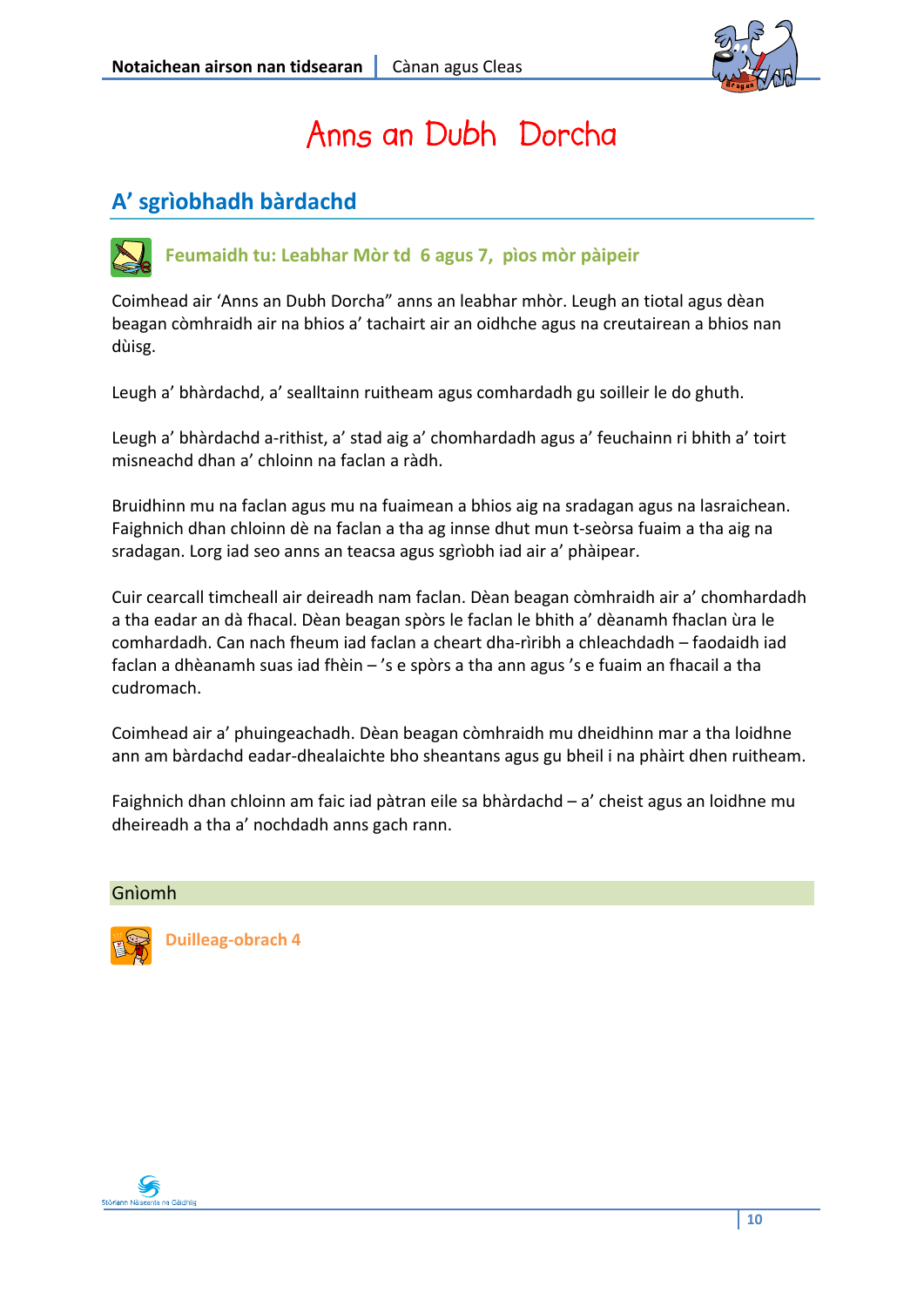# Anns an Dubh Dorcha

## A' sgrìobhadh bàrdachd

**Feumaidh tu: Leabhar Mòr td 6 agus 7, pìos mòr pàipeir**

Coimhead air 'Anns an Dubh Dorcha" anns an leabhar mhòr. Leugh an tiotal agus dèan beagan còmhraidh air na bhios a' tachairt air an oidhche agus na creutairean a bhios nan dùisg.

Leugh a' bhàrdachd, a' sealltainn ruitheam agus comhardadh gu soilleir le do ghuth.

Leugh a' bhàrdachd a-rithist, a' stad aig a' chomhardadh agus a' feuchainn ri bhith a' toirt misneachd dhan a' chloinn na faclan a ràdh.

Bruidhinn mu na faclan agus mu na fuaimean a bhios aig na sradagan agus na lasraichean. Faighnich dhan chloinn dè na faclan a tha ag innse dhut mun t-seòrsa fuaim a tha aig na sradagan. Lorg iad seo anns an teacsa agus sgrìobh iad air a' phàipear.

Cuir cearcall timcheall air deireadh nam faclan. Dèan beagan còmhraidh air a' chomhardadh a tha eadar an dà fhacal. Dèan beagan spòrs le faclan le bhith a' dèanamh fhaclan ùra le comhardadh. Can nach fheum iad faclan a cheart dha-rìribh a chleachdadh – faodaidh iad faclan a dhèanamh suas iad fhèin – 's e spòrs a tha ann agus 's e fuaim an fhacail a tha cudromach.

Coimhead air a' phuingeachadh. Dèan beagan còmhraidh mu dheidhinn mar a tha loidhne ann am bàrdachd eadar-dhealaichte bho sheantans agus gu bheil i na phàirt dhen ruitheam.

Faighnich dhan chloinn am faic iad pàtran eile sa bhàrdachd – a' cheist agus an loidhne mu dheireadh a tha a' nochdadh anns gach rann.

### Gnìomh

**Duilleag-obrach 4**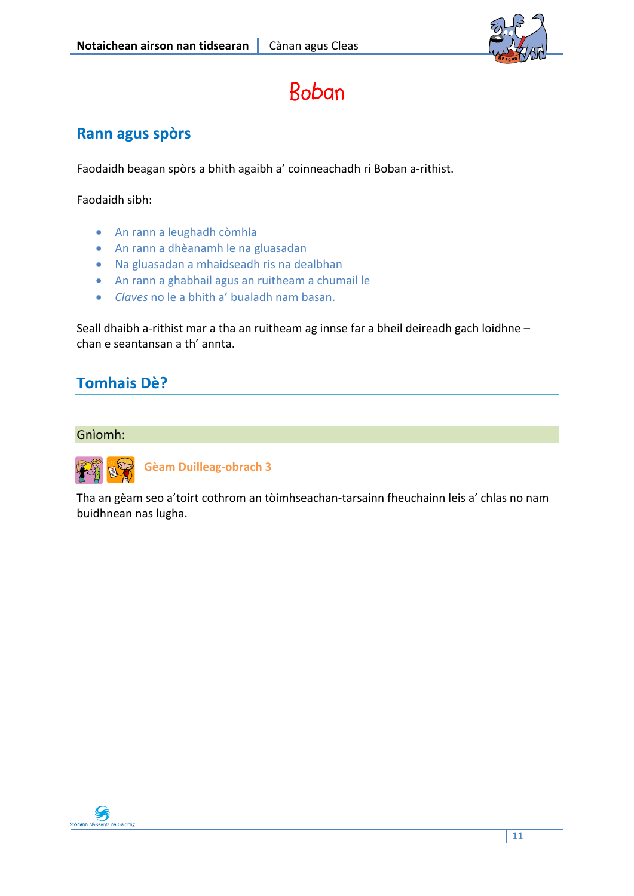# Boban

## Rann agus spòrs

Faodaidh beagan spòrs a bhith agaibh a' coinneachadh ri Boban a-rithist.

Faodaidh sibh:

- An rann a leughadh còmhla
- An rann a dhèanamh le na gluasadan
- Na gluasadan a mhaidseadh ris na dealbhan
- An rann a ghabhail agus an ruitheam a chumail le
- *Claves* no le a bhith a' bualadh nam basan.

Seall dhaibh a-rithist mar a tha an ruitheam ag innse far a bheil deireadh gach loidhne – chan e seantansan a th' annta.

## Tomhais Dè?

Gnìomh:

**Gèam Duilleag-obrach 3**

Tha an gèam seo a'toirt cothrom an tòimhseachan-tarsainn fheuchainn leis a' chlas no nam buidhnean nas lugha.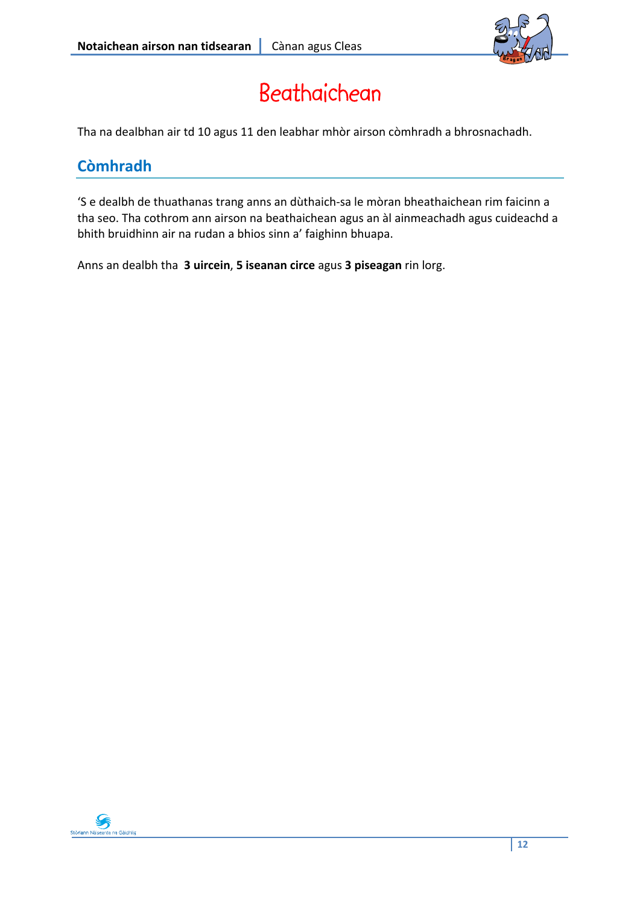# Beathaichean

Tha na dealbhan air td 10 agus 11 den leabhar mhòr airson còmhradh a bhrosnachadh.

## Còmhradh

'S e dealbh de thuathanas trang anns an dùthaich-sa le mòran bheathaichean rim faicinn a tha seo. Tha cothrom ann airson na beathaichean agus an àl ainmeachadh agus cuideachd a bhith bruidhinn air na rudan a bhios sinn a' faighinn bhuapa.

Anns an dealbh tha **3 uircein**, **5 iseanan circe** agus **3 piseagan** rin lorg.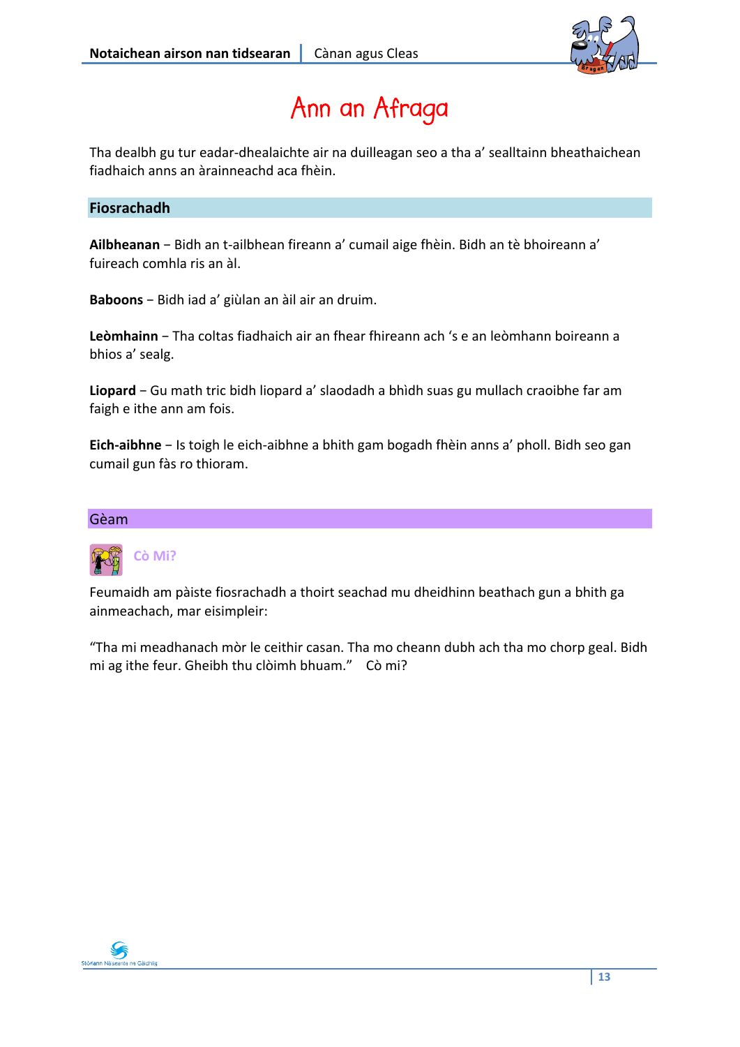# Ann an Afraga

Tha dealbh gu tur eadar-dhealaichte air na duilleagan seo a tha a' sealltainn bheathaichean fiadhaich anns an àrainneachd aca fhèin.

## Fiosrachadh

**Ailbheanan** – Bidh an t-ailbhean fireann a' cumail aige fhèin. Bidh an tè bhoireann a' fuireach comhla ris an àl.

**Baboons** – Bidh iad a' giùlan an àil air an druim.

**Leòmhainn** – Tha coltas fiadhaich air an fhear fhireann ach 's e an leòmhann boireann a bhios a' sealg.

**Liopard** – Gu math tric bidh liopard a' slaodadh a bhìdh suas gu mullach craoibhe far am faigh e ithe ann am fois.

**Eich-aibhne** – Is toigh le eich-aibhne a bhith gam bogadh fhèin anns a' pholl. Bidh seo gan cumail gun fàs ro thioram.

## Gèam

### Cò Mi?

Feumaidh am pàiste fiosrachadh a thoirt seachad mu dheidhinn beathach gun a bhith ga ainmeachach, mar eisimpleir:

"Tha mi meadhanach mòr le ceithir casan. Tha mo cheann dubh ach tha mo chorp geal. Bidh mi ag ithe feur. Gheibh thu clòimh bhuam." Cò mi?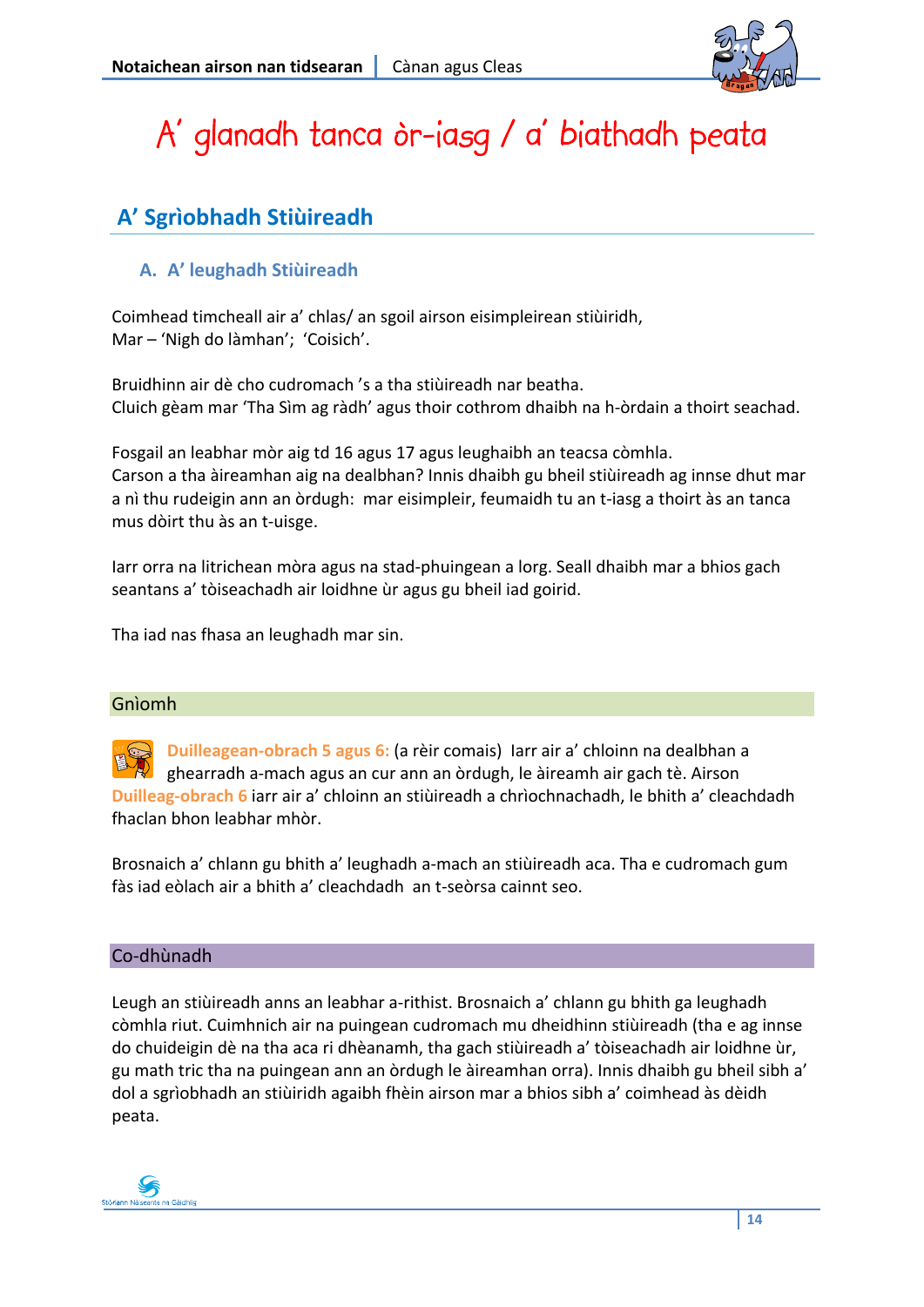# A' glanadh tanca òr-iasg / a' biathadh peata

## A' Sgrìobhadh Stiùireadh

### A. A' leughadh Stiùireadh

Coimhead timcheall air a' chlas/ an sgoil airson eisimpleirean stiùiridh,
Mar – 'Nigh do làmhan'; 'Coisich'.

Bruidhinn air dè cho cudromach 's a tha stiùireadh nar beatha.
Cluich gèam mar 'Tha Sìm ag ràdh' agus thoir cothrom dhaibh na h-òrdain a thoirt seachad.

Fosgail an leabhar mòr aig td 16 agus 17 agus leughaibh an teacsa còmhla.
Carson a tha àireamhan aig na dealbhan? Innis dhaibh gu bheil stiùireadh ag innse dhut mar a nì thu rudeigin ann an òrdugh: mar eisimpleir, feumaidh tu an t-iasg a thoirt às an tanca mus dòirt thu às an t-uisge.

Iarr orra na litrichean mòra agus na stad-phuingean a lorg. Seall dhaibh mar a bhios gach seantans a' tòiseachadh air loidhne ùr agus gu bheil iad goirid.

Tha iad nas fhasa an leughadh mar sin.

#### Gnìomh

**Duilleagean-obrach 5 agus 6:** (a rèir comais) Iarr air a' chloinn na dealbhan a ghearradh a-mach agus an cur ann an òrdugh, le àireamh air gach tè. Airson **Duilleag-obrach 6** iarr air a' chloinn an stiùireadh a chrìochnachadh, le bhith a' cleachdadh fhaclan bhon leabhar mhòr.

Brosnaich a' chlann gu bhith a' leughadh a-mach an stiùireadh aca. Tha e cudromach gum fàs iad eòlach air a bhith a' cleachdadh an t-seòrsa cainnt seo.

#### Co-dhùnadh

Leugh an stiùireadh anns an leabhar a-rithist. Brosnaich a' chlann gu bhith ga leughadh còmhla riut. Cuimhnich air na puingean cudromach mu dheidhinn stiùireadh (tha e ag innse do chuideigin dè na tha aca ri dhèanamh, tha gach stiùireadh a' tòiseachadh air loidhne ùr, gu math tric tha na puingean ann an òrdugh le àireamhan orra). Innis dhaibh gu bheil sibh a' dol a sgrìobhadh an stiùiridh agaibh fhèin airson mar a bhios sibh a' coimhead às dèidh peata.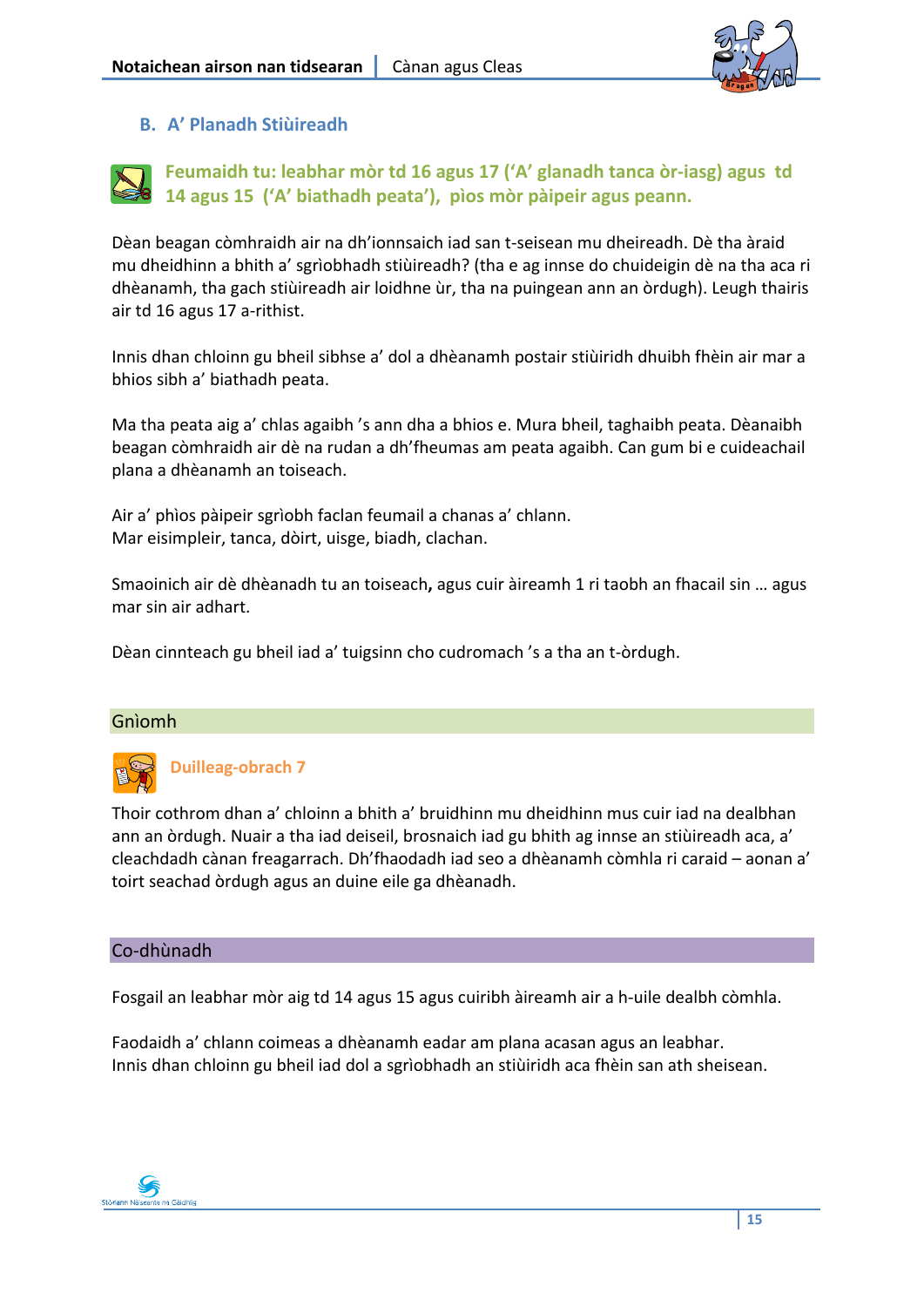## B. A' Planadh Stiùireadh

**Feumaidh tu: leabhar mòr td 16 agus 17 ('A' glanadh tanca òr-iasg) agus td 14 agus 15 ('A' biathadh peata'), pìos mòr pàipeir agus peann.**

Dèan beagan còmhraidh air na dh'ionnsaich iad san t-seisean mu dheireadh. Dè tha àraid mu dheidhinn a bhith a' sgrìobhadh stiùireadh? (tha e ag innse do chuideigin dè na tha aca ri dhèanamh, tha gach stiùireadh air loidhne ùr, tha na puingean ann an òrdugh). Leugh thairis air td 16 agus 17 a-rithist.

Innis dhan chloinn gu bheil sibhse a' dol a dhèanamh postair stiùiridh dhuibh fhèin air mar a bhios sibh a' biathadh peata.

Ma tha peata aig a' chlas agaibh 's ann dha a bhios e. Mura bheil, taghaibh peata. Dèanaibh beagan còmhraidh air dè na rudan a dh'fheumas am peata agaibh. Can gum bi e cuideachail plana a dhèanamh an toiseach.

Air a' phìos pàipeir sgrìobh faclan feumail a chanas a' chlann.
Mar eisimpleir, tanca, dòirt, uisge, biadh, clachan.

Smaoinich air dè dhèanadh tu an toiseach**,** agus cuir àireamh 1 ri taobh an fhacail sin … agus mar sin air adhart.

Dèan cinnteach gu bheil iad a' tuigsinn cho cudromach 's a tha an t-òrdugh.

### Gnìomh

**Duilleag-obrach 7**

Thoir cothrom dhan a' chloinn a bhith a' bruidhinn mu dheidhinn mus cuir iad na dealbhan ann an òrdugh. Nuair a tha iad deiseil, brosnaich iad gu bhith ag innse an stiùireadh aca, a' cleachdadh cànan freagarrach. Dh'fhaodadh iad seo a dhèanamh còmhla ri caraid – aonan a' toirt seachad òrdugh agus an duine eile ga dhèanadh.

### Co-dhùnadh

Fosgail an leabhar mòr aig td 14 agus 15 agus cuiribh àireamh air a h-uile dealbh còmhla.

Faodaidh a' chlann coimeas a dhèanamh eadar am plana acasan agus an leabhar.
Innis dhan chloinn gu bheil iad dol a sgrìobhadh an stiùiridh aca fhèin san ath sheisean.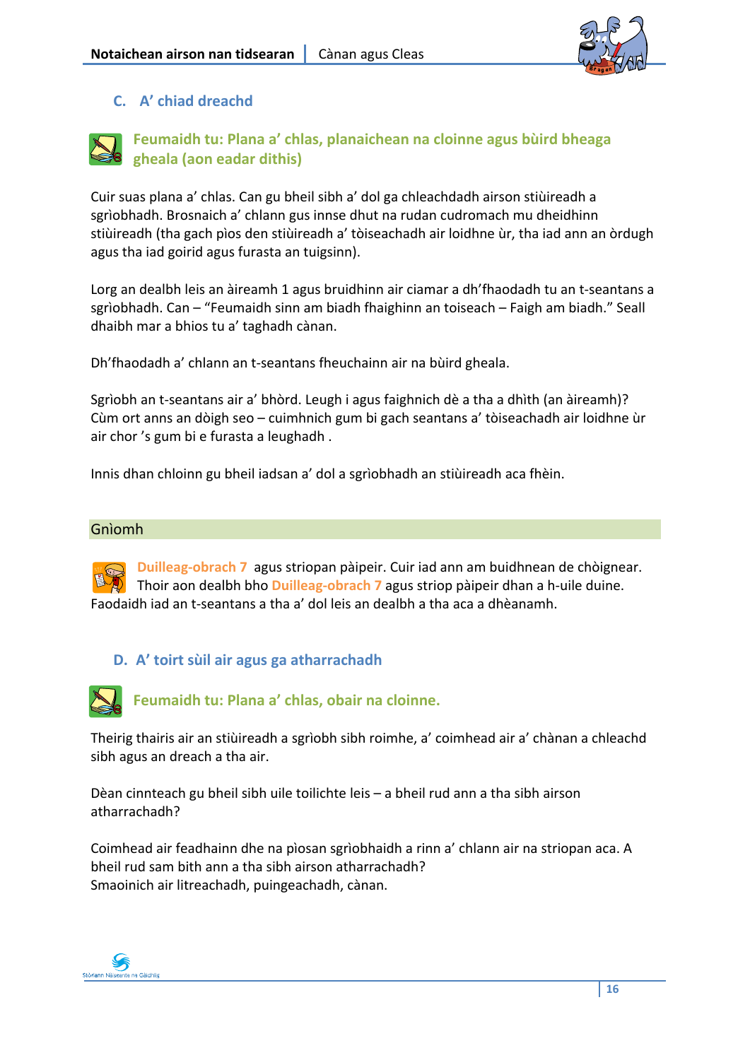## C. A' chiad dreachd

**Feumaidh tu: Plana a' chlas, planaichean na cloinne agus bùird bheaga gheala (aon eadar dithis)**

Cuir suas plana a' chlas. Can gu bheil sibh a' dol ga chleachdadh airson stiùireadh a sgrìobhadh. Brosnaich a' chlann gus innse dhut na rudan cudromach mu dheidhinn stiùireadh (tha gach pìos den stiùireadh a' tòiseachadh air loidhne ùr, tha iad ann an òrdugh agus tha iad goirid agus furasta an tuigsinn).

Lorg an dealbh leis an àireamh 1 agus bruidhinn air ciamar a dh'fhaodadh tu an t-seantans a sgrìobhadh. Can – "Feumaidh sinn am biadh fhaighinn an toiseach – Faigh am biadh." Seall dhaibh mar a bhios tu a' taghadh cànan.

Dh'fhaodadh a' chlann an t-seantans fheuchainn air na bùird gheala.

Sgrìobh an t-seantans air a' bhòrd. Leugh i agus faighnich dè a tha a dhìth (an àireamh)? Cùm ort anns an dòigh seo – cuimhnich gum bi gach seantans a' tòiseachadh air loidhne ùr air chor 's gum bi e furasta a leughadh .

Innis dhan chloinn gu bheil iadsan a' dol a sgrìobhadh an stiùireadh aca fhèin.

### Gnìomh

**Duilleag-obrach 7** agus striopan pàipeir. Cuir iad ann am buidhnean de chòignear. Thoir aon dealbh bho **Duilleag-obrach 7** agus striop pàipeir dhan a h-uile duine. Faodaidh iad an t-seantans a tha a' dol leis an dealbh a tha aca a dhèanamh.

## D. A' toirt sùil air agus ga atharrachadh

**Feumaidh tu: Plana a' chlas, obair na cloinne.**

Theirig thairis air an stiùireadh a sgrìobh sibh roimhe, a' coimhead air a' chànan a chleachd sibh agus an dreach a tha air.

Dèan cinnteach gu bheil sibh uile toilichte leis – a bheil rud ann a tha sibh airson atharrachadh?

Coimhead air feadhainn dhe na pìosan sgrìobhaidh a rinn a' chlann air na striopan aca. A bheil rud sam bith ann a tha sibh airson atharrachadh?
Smaoinich air litreachadh, puingeachadh, cànan.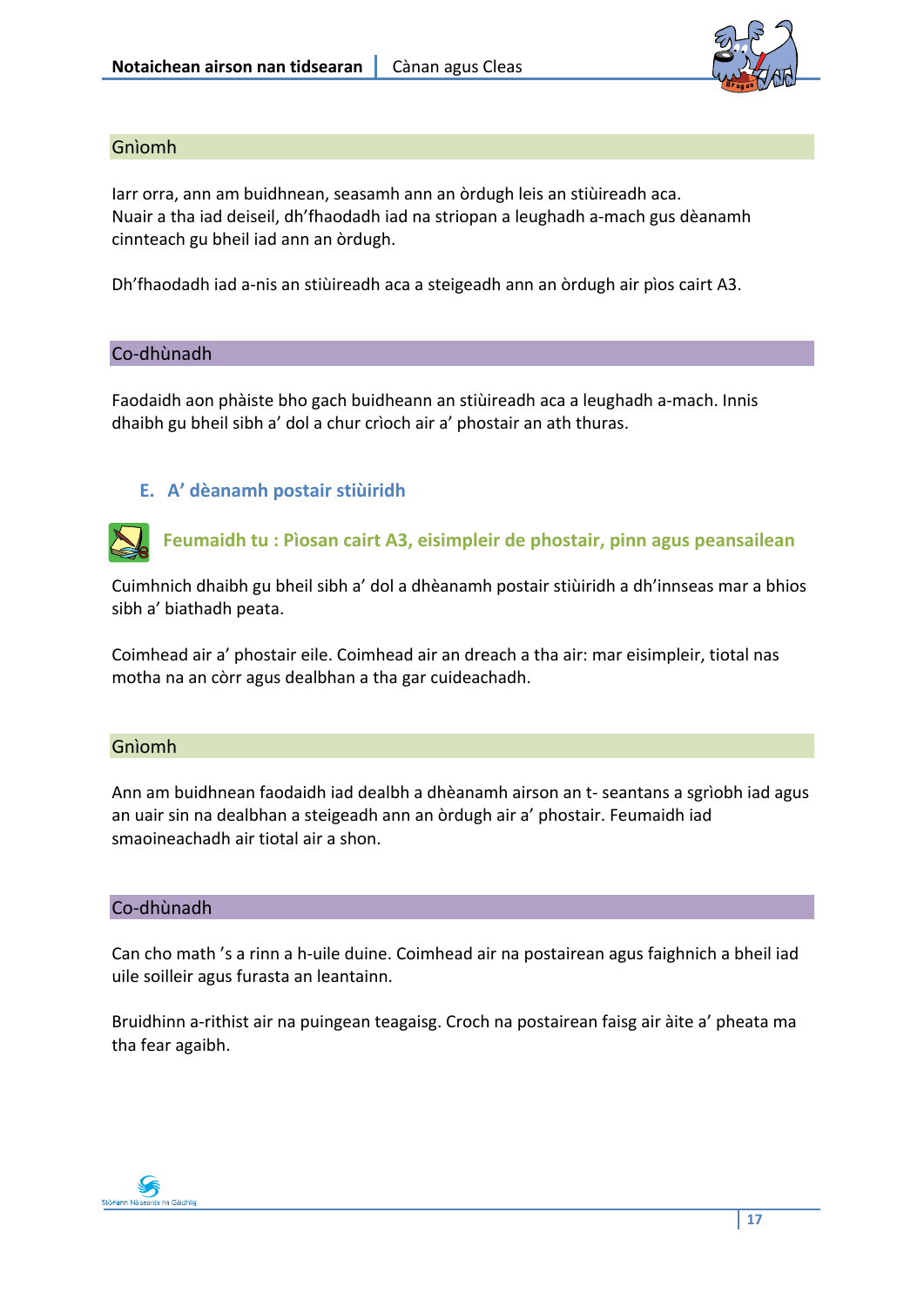## Gnìomh

Iarr orra, ann am buidhnean, seasamh ann an òrdugh leis an stiùireadh aca.
Nuair a tha iad deiseil, dh'fhaodadh iad na striopan a leughadh a-mach gus dèanamh cinnteach gu bheil iad ann an òrdugh.

Dh'fhaodadh iad a-nis an stiùireadh aca a steigeadh ann an òrdugh air pìos cairt A3.

## Co-dhùnadh

Faodaidh aon phàiste bho gach buidheann an stiùireadh aca a leughadh a-mach. Innis dhaibh gu bheil sibh a' dol a chur crìoch air a' phostair an ath thuras.

### E. A' dèanamh postair stiùiridh

**Feumaidh tu : Pìosan cairt A3, eisimpleir de phostair, pinn agus peansailean**

Cuimhnich dhaibh gu bheil sibh a' dol a dhèanamh postair stiùiridh a dh'innseas mar a bhios sibh a' biathadh peata.

Coimhead air a' phostair eile. Coimhead air an dreach a tha air: mar eisimpleir, tiotal nas motha na an còrr agus dealbhan a tha gar cuideachadh.

## Gnìomh

Ann am buidhnean faodaidh iad dealbh a dhèanamh airson an t- seantans a sgrìobh iad agus an uair sin na dealbhan a steigeadh ann an òrdugh air a' phostair. Feumaidh iad smaoineachadh air tiotal air a shon.

## Co-dhùnadh

Can cho math 's a rinn a h-uile duine. Coimhead air na postairean agus faighnich a bheil iad uile soilleir agus furasta an leantainn.

Bruidhinn a-rithist air na puingean teagaisg. Croch na postairean faisg air àite a' pheata ma tha fear agaibh.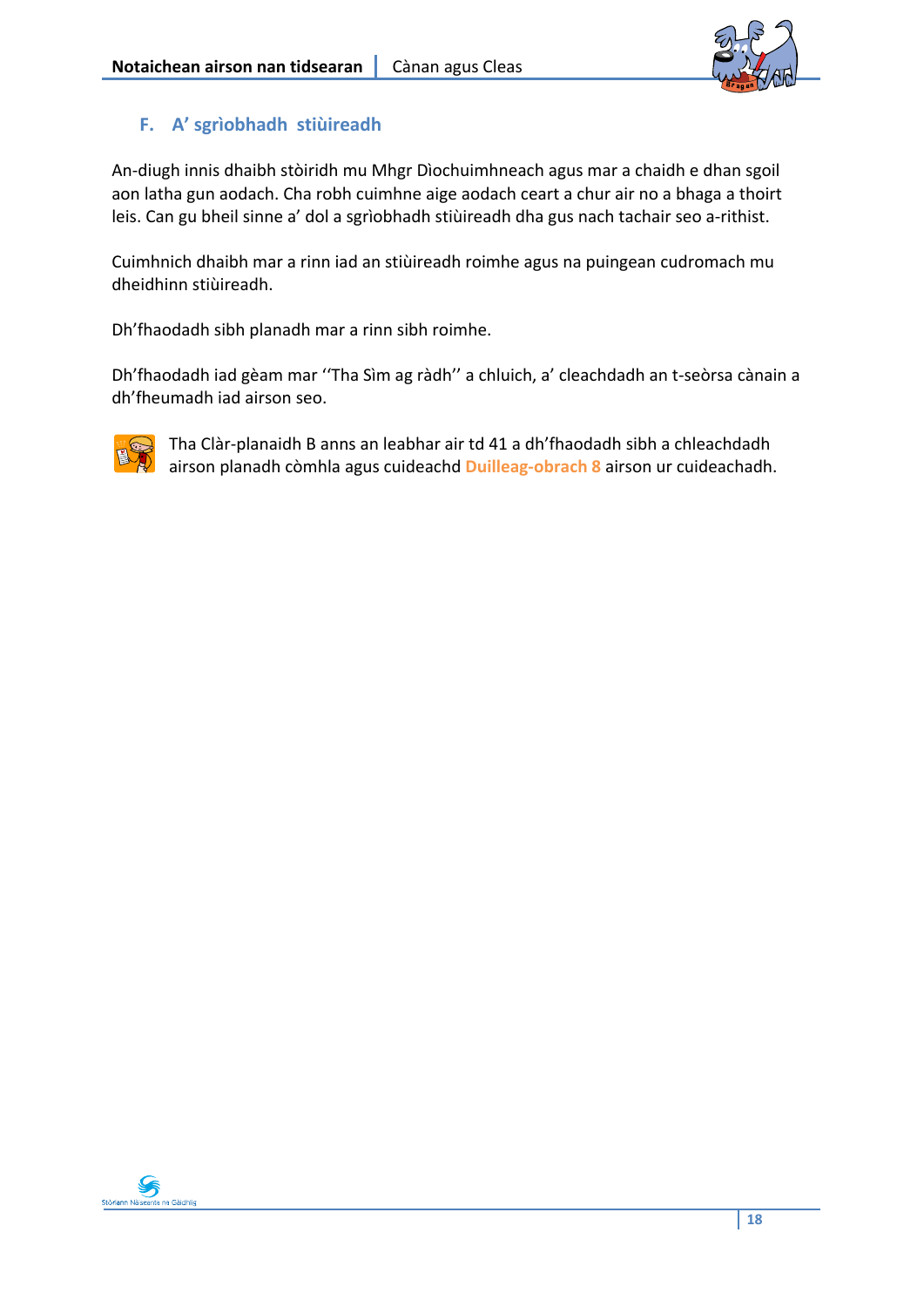## F. A' sgrìobhadh stiùireadh

An-diugh innis dhaibh stòiridh mu Mhgr Dìochuimhneach agus mar a chaidh e dhan sgoil aon latha gun aodach. Cha robh cuimhne aige aodach ceart a chur air no a bhaga a thoirt leis. Can gu bheil sinne a' dol a sgrìobhadh stiùireadh dha gus nach tachair seo a-rithist.

Cuimhnich dhaibh mar a rinn iad an stiùireadh roimhe agus na puingean cudromach mu dheidhinn stiùireadh.

Dh'fhaodadh sibh planadh mar a rinn sibh roimhe.

Dh'fhaodadh iad gèam mar ''Tha Sìm ag ràdh'' a chluich, a' cleachdadh an t-seòrsa cànain a dh'fheumadh iad airson seo.

Tha Clàr-planaidh B anns an leabhar air td 41 a dh'fhaodadh sibh a chleachdadh airson planadh còmhla agus cuideachd **Duilleag-obrach 8** airson ur cuideachadh.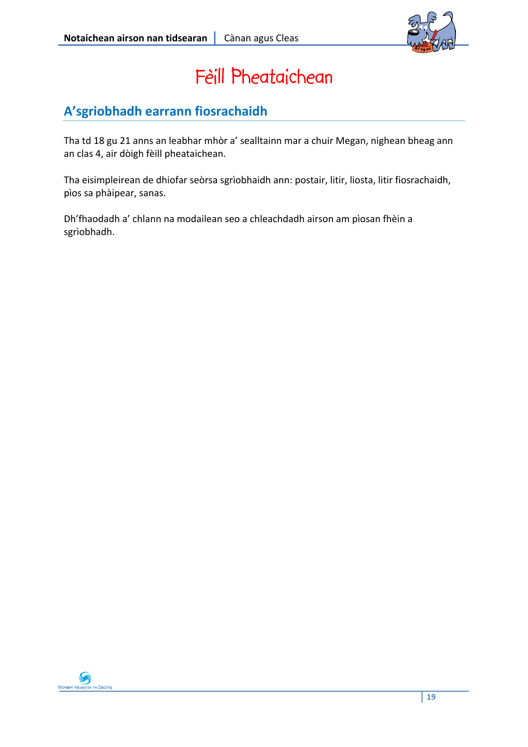# Fèill Pheataichean

## A'sgriobhadh earrann fiosrachaidh

Tha td 18 gu 21 anns an leabhar mhòr a' sealltainn mar a chuir Megan, nighean bheag ann an clas 4, air dòigh fèill pheataichean.

Tha eisimpleirean de dhiofar seòrsa sgrìobhaidh ann: postair, litir, liosta, litir fiosrachaidh, pìos sa phàipear, sanas.

Dh'fhaodadh a' chlann na modailean seo a chleachdadh airson am pìosan fhèin a sgrìobhadh.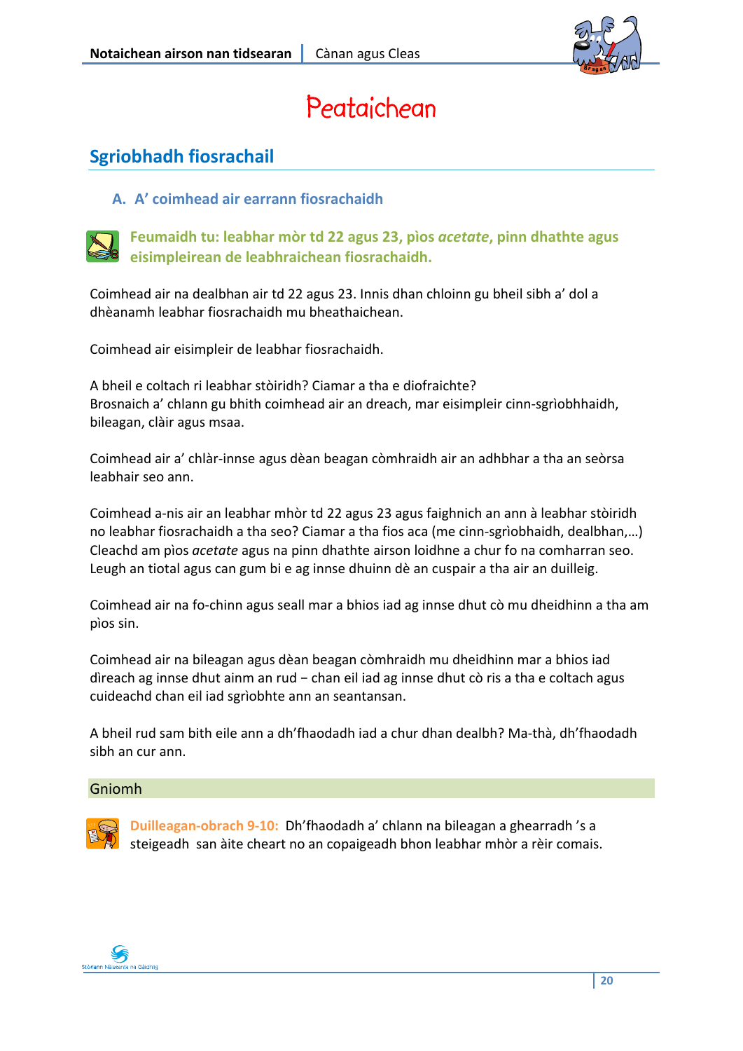# Peataichean

## Sgriobhadh fiosrachail

### A. A’ coimhead air earrann fiosrachaidh

**Feumaidh tu: leabhar mòr td 22 agus 23, pìos *acetate*, pinn dhathte agus eisimpleirean de leabhraichean fiosrachaidh.**

Coimhead air na dealbhan air td 22 agus 23. Innis dhan chloinn gu bheil sibh a’ dol a dhèanamh leabhar fiosrachaidh mu bheathaichean.

Coimhead air eisimpleir de leabhar fiosrachaidh.

A bheil e coltach ri leabhar stòiridh? Ciamar a tha e diofraichte?
Brosnaich a’ chlann gu bhith coimhead air an dreach, mar eisimpleir cinn-sgrìobhhaidh, bileagan, clàir agus msaa.

Coimhead air a’ chlàr-innse agus dèan beagan còmhraidh air an adhbhar a tha an seòrsa leabhair seo ann.

Coimhead a-nis air an leabhar mhòr td 22 agus 23 agus faighnich an ann à leabhar stòiridh no leabhar fiosrachaidh a tha seo? Ciamar a tha fios aca (me cinn-sgrìobhaidh, dealbhan,…)
Cleachd am pìos *acetate* agus na pinn dhathte airson loidhne a chur fo na comharran seo.
Leugh an tiotal agus can gum bi e ag innse dhuinn dè an cuspair a tha air an duilleig.

Coimhead air na fo-chinn agus seall mar a bhios iad ag innse dhut cò mu dheidhinn a tha am pìos sin.

Coimhead air na bileagan agus dèan beagan còmhraidh mu dheidhinn mar a bhios iad dìreach ag innse dhut ainm an rud – chan eil iad ag innse dhut cò ris a tha e coltach agus cuideachd chan eil iad sgrìobhte ann an seantansan.

A bheil rud sam bith eile ann a dh’fhaodadh iad a chur dhan dealbh? Ma-thà, dh’fhaodadh sibh an cur ann.

#### Gniomh

**Duilleagan-obrach 9-10:** Dh’fhaodadh a’ chlann na bileagan a ghearradh ’s a steigeadh san àite cheart no an copaigeadh bhon leabhar mhòr a rèir comais.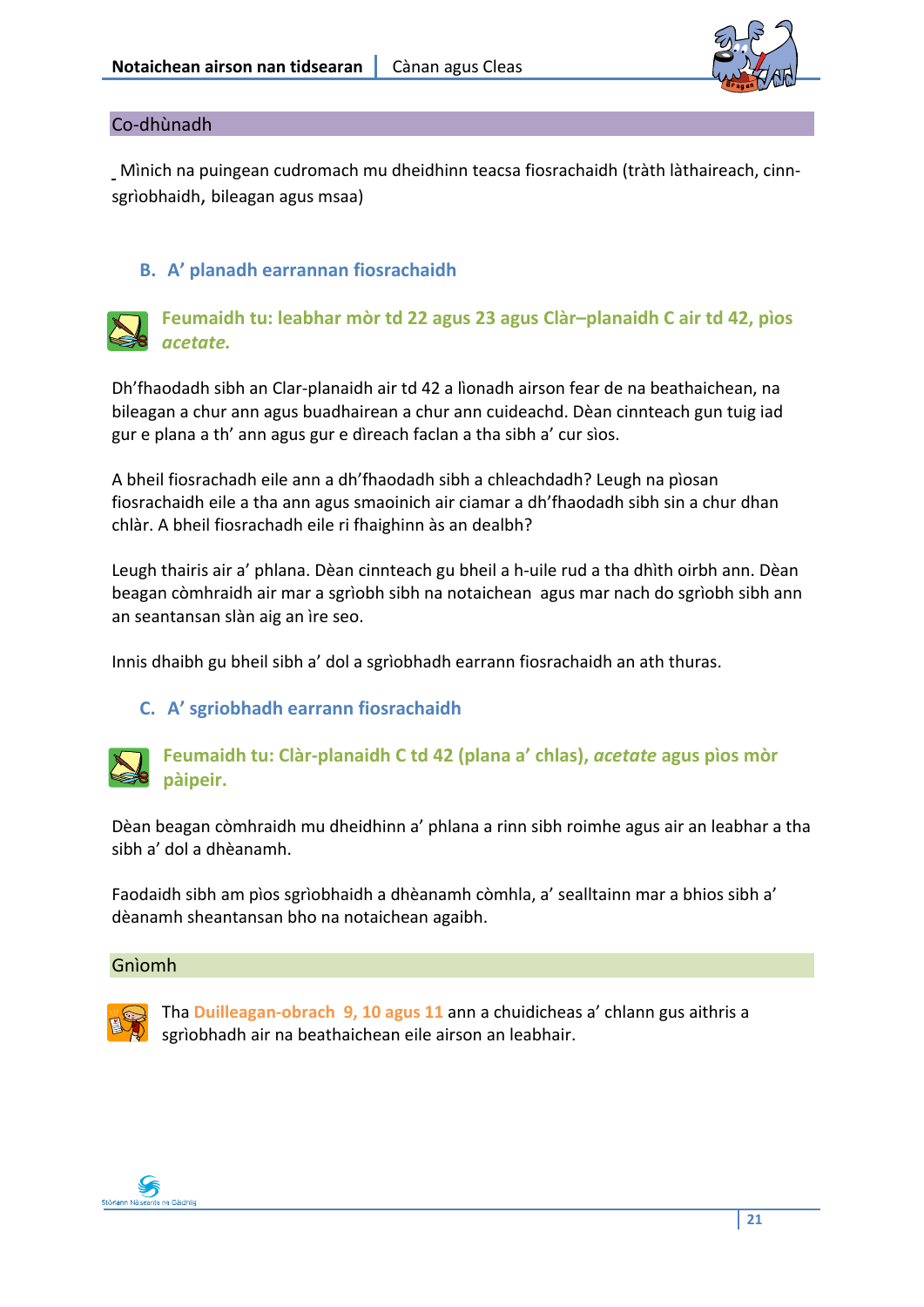## Co-dhùnadh

Mìnich na puingean cudromach mu dheidhinn teacsa fiosrachaidh (tràth làthaireach, cinn-sgrìobhaidh, bileagan agus msaa)

### B. A' planadh earrannan fiosrachaidh

**Feumaidh tu: leabhar mòr td 22 agus 23 agus Clàr–planaidh C air td 42, pìos *acetate.***

Dh'fhaodadh sibh an Clar-planaidh air td 42 a lìonadh airson fear de na beathaichean, na bileagan a chur ann agus buadhairean a chur ann cuideachd. Dèan cinnteach gun tuig iad gur e plana a th' ann agus gur e dìreach faclan a tha sibh a' cur sìos.

A bheil fiosrachadh eile ann a dh'fhaodadh sibh a chleachdadh? Leugh na pìosan fiosrachaidh eile a tha ann agus smaoinich air ciamar a dh'fhaodadh sibh sin a chur dhan chlàr. A bheil fiosrachadh eile ri fhaighinn às an dealbh?

Leugh thairis air a' phlana. Dèan cinnteach gu bheil a h-uile rud a tha dhìth oirbh ann. Dèan beagan còmhraidh air mar a sgrìobh sibh na notaichean agus mar nach do sgrìobh sibh ann an seantansan slàn aig an ìre seo.

Innis dhaibh gu bheil sibh a' dol a sgrìobhadh earrann fiosrachaidh an ath thuras.

### C. A' sgriobhadh earrann fiosrachaidh

**Feumaidh tu: Clàr-planaidh C td 42 (plana a' chlas), *acetate* agus pìos mòr pàipeir.**

Dèan beagan còmhraidh mu dheidhinn a' phlana a rinn sibh roimhe agus air an leabhar a tha sibh a' dol a dhèanamh.

Faodaidh sibh am pìos sgrìobhaidh a dhèanamh còmhla, a' sealltainn mar a bhios sibh a' dèanamh sheantansan bho na notaichean agaibh.

## Gnìomh

Tha **Duilleagan-obrach 9, 10 agus 11** ann a chuidicheas a' chlann gus aithris a sgrìobhadh air na beathaichean eile airson an leabhair.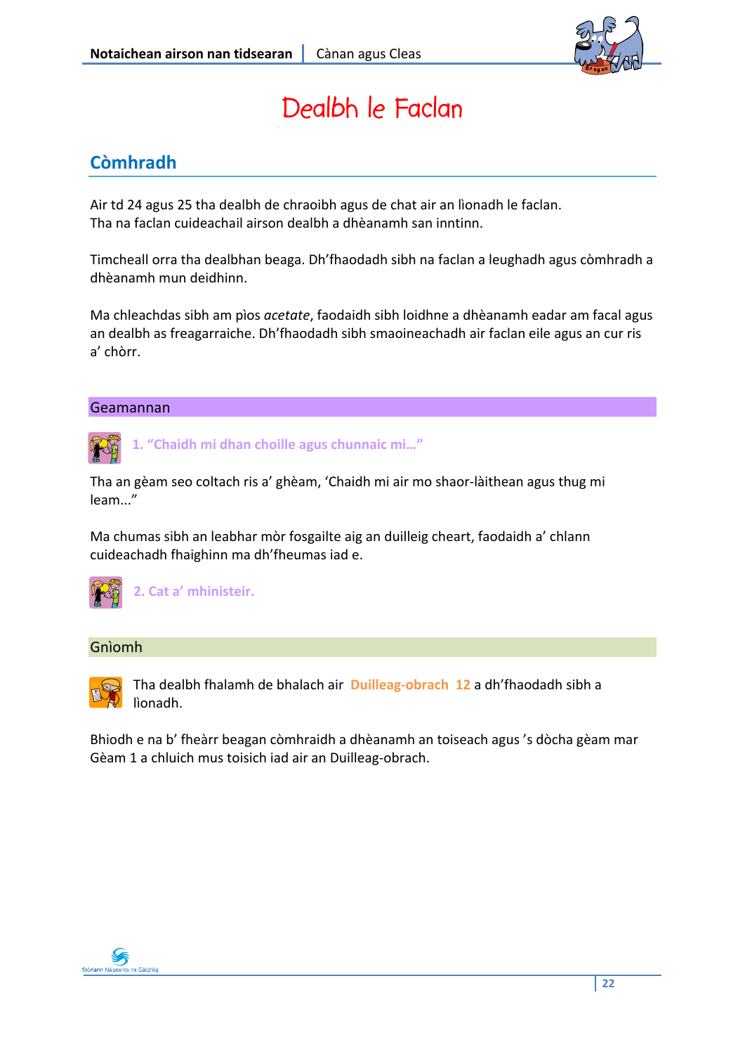# Dealbh le Faclan

## Còmhradh

Air td 24 agus 25 tha dealbh de chraoibh agus de chat air an lìonadh le faclan.
Tha na faclan cuideachail airson dealbh a dhèanamh san inntinn.

Timcheall orra tha dealbhan beaga. Dh'fhaodadh sibh na faclan a leughadh agus còmhradh a dhèanamh mun deidhinn.

Ma chleachdas sibh am pìos *acetate*, faodaidh sibh loidhne a dhèanamh eadar am facal agus an dealbh as freagarraiche. Dh'fhaodadh sibh smaoineachadh air faclan eile agus an cur ris a' chòrr.

### Geamannan

**1. "Chaidh mi dhan choille agus chunnaic mi..."**

Tha an gèam seo coltach ris a' ghèam, 'Chaidh mi air mo shaor-làithean agus thug mi leam..."

Ma chumas sibh an leabhar mòr fosgailte aig an duilleig cheart, faodaidh a' chlann cuideachadh fhaighinn ma dh'fheumas iad e.

**2. Cat a' mhinisteir.**

### Gnìomh

Tha dealbh fhalamh de bhalach air **Duilleag-obrach 12** a dh'fhaodadh sibh a lìonadh.

Bhiodh e na b' fheàrr beagan còmhraidh a dhèanamh an toiseach agus 's dòcha gèam mar Gèam 1 a chluich mus toisich iad air an Duilleag-obrach.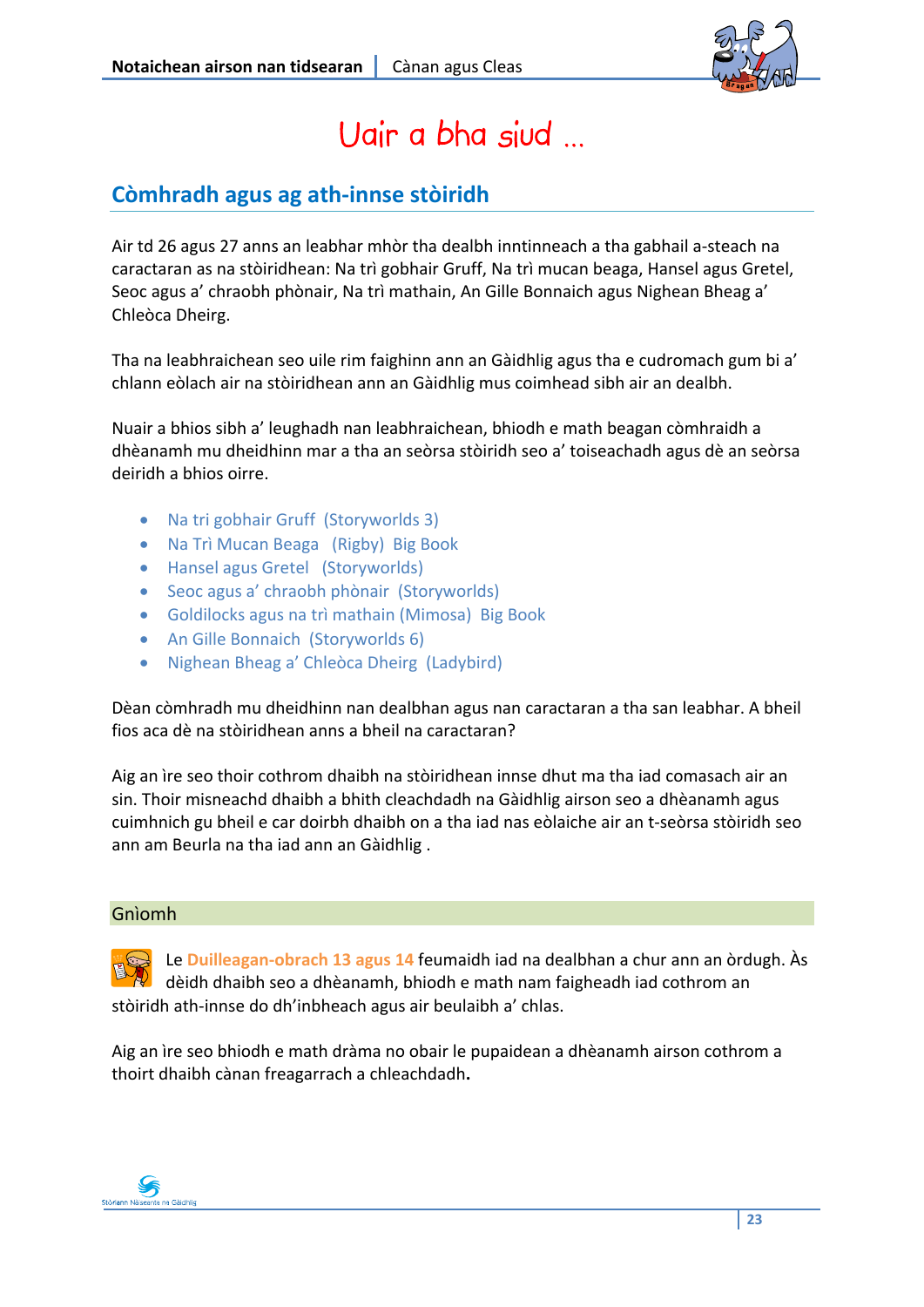# Uair a bha siud ...

## Còmhradh agus ag ath-innse stòiridh

Air td 26 agus 27 anns an leabhar mhòr tha dealbh inntinneach a tha gabhail a-steach na caractaran as na stòiridhean: Na trì gobhair Gruff, Na trì mucan beaga, Hansel agus Gretel, Seoc agus a' chraobh phònair, Na trì mathain, An Gille Bonnaich agus Nighean Bheag a' Chleòca Dheirg.

Tha na leabhraichean seo uile rim faighinn ann an Gàidhlig agus tha e cudromach gum bi a' chlann eòlach air na stòiridhean ann an Gàidhlig mus coimhead sibh air an dealbh.

Nuair a bhios sibh a' leughadh nan leabhraichean, bhiodh e math beagan còmhraidh a dhèanamh mu dheidhinn mar a tha an seòrsa stòiridh seo a' toiseachadh agus dè an seòrsa deiridh a bhios oirre.

- Na tri gobhair Gruff (Storyworlds 3)
- Na Trì Mucan Beaga (Rigby) Big Book
- Hansel agus Gretel (Storyworlds)
- Seoc agus a' chraobh phònair (Storyworlds)
- Goldilocks agus na trì mathain (Mimosa) Big Book
- An Gille Bonnaich (Storyworlds 6)
- Nighean Bheag a' Chleòca Dheirg (Ladybird)

Dèan còmhradh mu dheidhinn nan dealbhan agus nan caractaran a tha san leabhar. A bheil fios aca dè na stòiridhean anns a bheil na caractaran?

Aig an ìre seo thoir cothrom dhaibh na stòiridhean innse dhut ma tha iad comasach air an sin. Thoir misneachd dhaibh a bhith cleachdadh na Gàidhlig airson seo a dhèanamh agus cuimhnich gu bheil e car doirbh dhaibh on a tha iad nas eòlaiche air an t-seòrsa stòiridh seo ann am Beurla na tha iad ann an Gàidhlig .

## Gnìomh

Le **Duilleagan-obrach 13 agus 14** feumaidh iad na dealbhan a chur ann an òrdugh. Às dèidh dhaibh seo a dhèanamh, bhiodh e math nam faigheadh iad cothrom an stòiridh ath-innse do dh'inbheach agus air beulaibh a' chlas.

Aig an ìre seo bhiodh e math dràma no obair le pupaidean a dhèanamh airson cothrom a thoirt dhaibh cànan freagarrach a chleachdadh.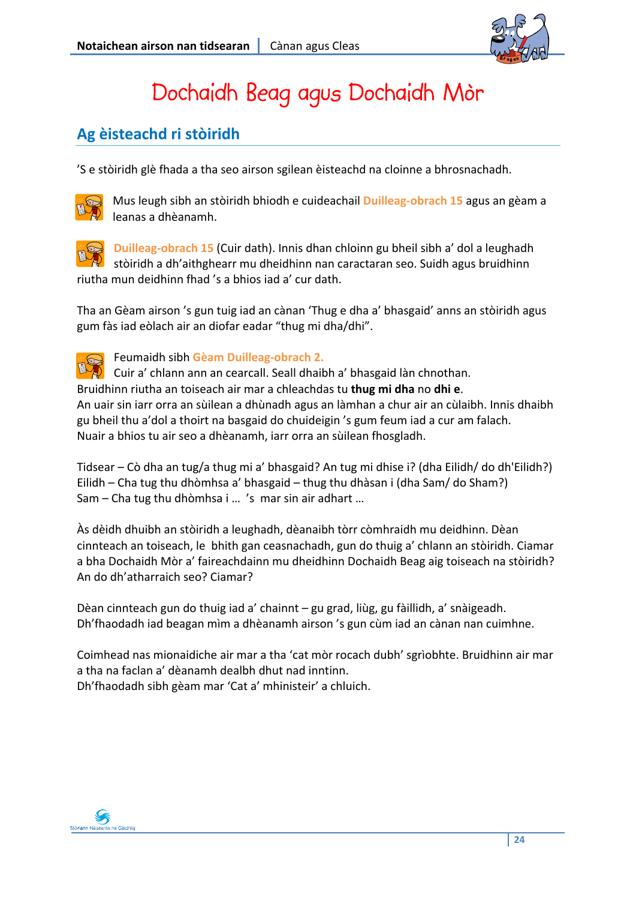# Dochaidh Beag agus Dochaidh Mòr

## Ag èisteachd ri stòiridh

’S e stòiridh glè fhada a tha seo airson sgilean èisteachd na cloinne a bhrosnachadh.

Mus leugh sibh an stòiridh bhiodh e cuideachail **Duilleag-obrach 15** agus an gèam a leanas a dhèanamh.

**Duilleag-obrach 15** (Cuir dath). Innis dhan chloinn gu bheil sibh a’ dol a leughadh stòiridh a dh’aithghearr mu dheidhinn nan caractaran seo. Suidh agus bruidhinn riutha mun deidhinn fhad ’s a bhios iad a’ cur dath.

Tha an Gèam airson ’s gun tuig iad an cànan ‘Thug e dha a’ bhasgaid’ anns an stòiridh agus gum fàs iad eòlach air an diofar eadar “thug mi dha/dhi”.

Feumaidh sibh **Gèam Duilleag-obrach 2.**
Cuir a’ chlann ann an cearcall. Seall dhaibh a’ bhasgaid làn chnothan.
Bruidhinn riutha an toiseach air mar a chleachdas tu **thug mi dha** no **dhi e**.
An uair sin iarr orra an sùilean a dhùnadh agus an làmhan a chur air an cùlaibh. Innis dhaibh gu bheil thu a’dol a thoirt na basgaid do chuideigin ’s gum feum iad a cur am falach.
Nuair a bhios tu air seo a dhèanamh, iarr orra an sùilean fhosgladh.

Tidsear – Cò dha an tug/a thug mi a’ bhasgaid? An tug mi dhise i? (dha Eilidh/ do dh'Eilidh?)
Eilidh – Cha tug thu dhòmhsa a’ bhasgaid – thug thu dhàsan i (dha Sam/ do Sham?)
Sam – Cha tug thu dhòmhsa i … ’s mar sin air adhart …

Às dèidh dhuibh an stòiridh a leughadh, dèanaibh tòrr còmhraidh mu deidhinn. Dèan cinnteach an toiseach, le bhith gan ceasnachadh, gun do thuig a’ chlann an stòiridh. Ciamar a bha Dochaidh Mòr a’ faireachdainn mu dheidhinn Dochaidh Beag aig toiseach na stòiridh? An do dh’atharraich seo? Ciamar?

Dèan cinnteach gun do thuig iad a’ chainnt – gu grad, liùg, gu fàillidh, a’ snàigeadh.
Dh’fhaodadh iad beagan mìm a dhèanamh airson ’s gun cùm iad an cànan nan cuimhne.

Coimhead nas mionaidiche air mar a tha ‘cat mòr rocach dubh’ sgrìobhte. Bruidhinn air mar a tha na faclan a’ dèanamh dealbh dhut nad inntinn.
Dh’fhaodadh sibh gèam mar ‘Cat a’ mhinisteir’ a chluich.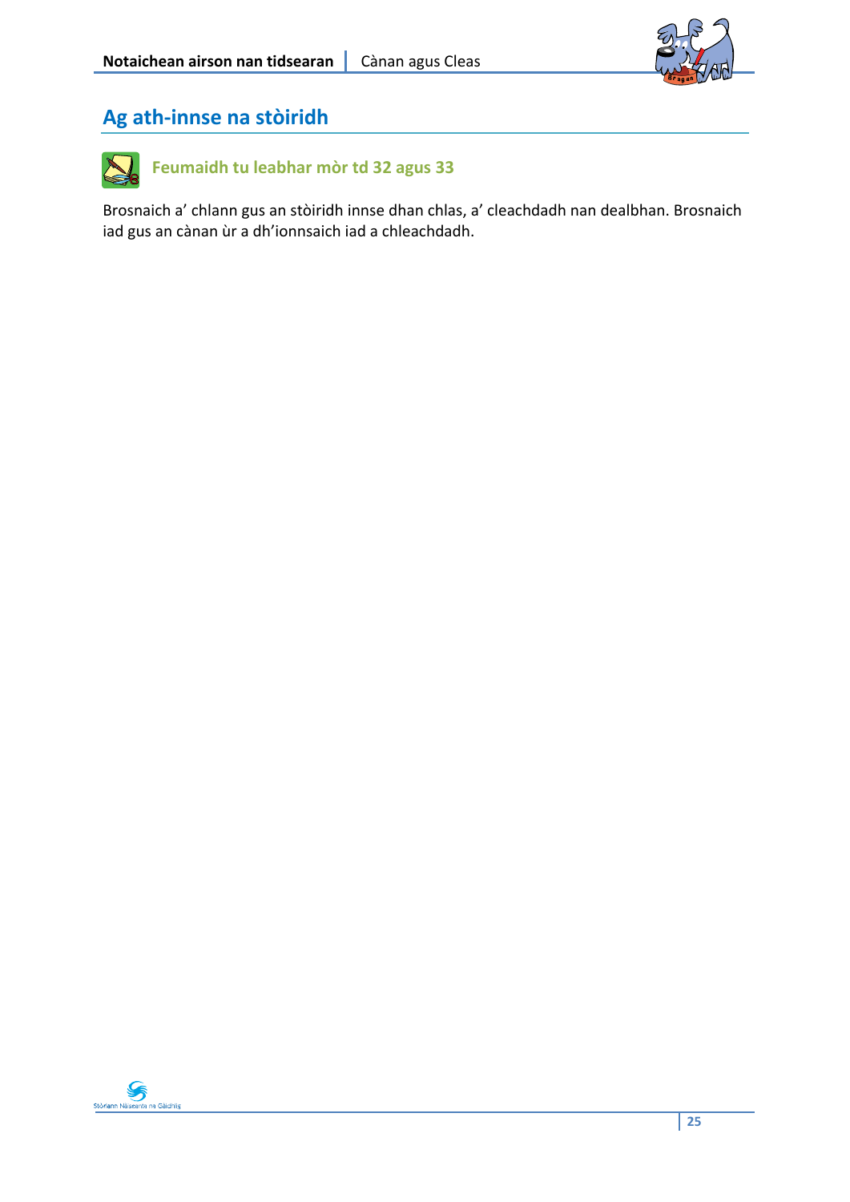## Ag ath-innse na stòiridh

### Feumaidh tu leabhar mòr td 32 agus 33

Brosnaich a' chlann gus an stòiridh innse dhan chlas, a' cleachdadh nan dealbhan. Brosnaich iad gus an cànan ùr a dh'ionnsaich iad a chleachdadh.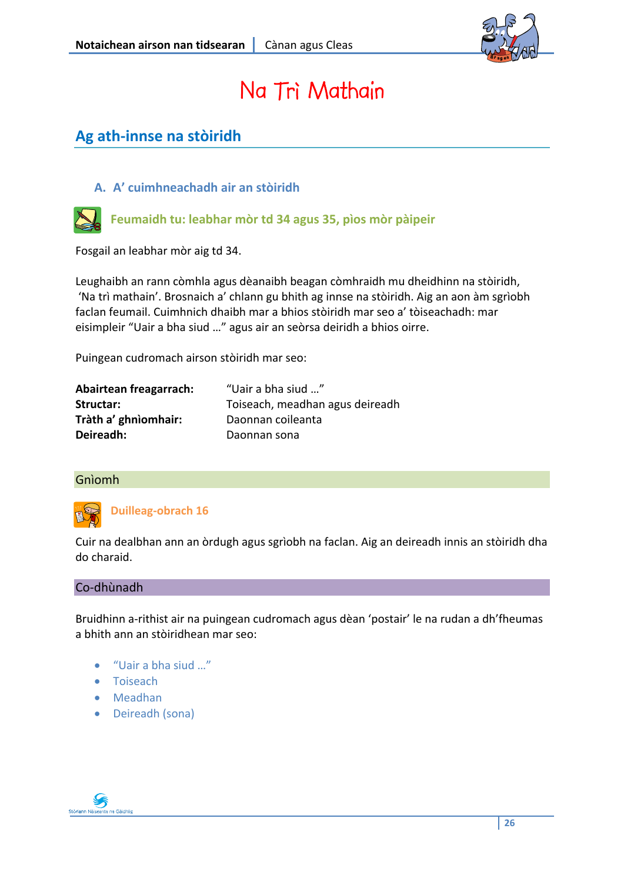# Na Trì Mathain

## Ag ath-innse na stòiridh

### A. A' cuimhneachadh air an stòiridh

**Feumaidh tu: leabhar mòr td 34 agus 35, pìos mòr pàipeir**

Fosgail an leabhar mòr aig td 34.

Leughaibh an rann còmhla agus dèanaibh beagan còmhraidh mu dheidhinn na stòiridh, 'Na trì mathain'. Brosnaich a' chlann gu bhith ag innse na stòiridh. Aig an aon àm sgrìobh faclan feumail. Cuimhnich dhaibh mar a bhios stòiridh mar seo a' tòiseachadh: mar eisimpleir "Uair a bha siud …" agus air an seòrsa deiridh a bhios oirre.

Puingean cudromach airson stòiridh mar seo:

| | |
|---|---|
| **Abairtean freagarrach:** | "Uair a bha siud …" |
| **Structar:** | Toiseach, meadhan agus deireadh |
| **Tràth a' ghnìomhair:** | Daonnan coileanta |
| **Deireadh:** | Daonnan sona |

#### Gnìomh

**Duilleag-obrach 16**

Cuir na dealbhan ann an òrdugh agus sgrìobh na faclan. Aig an deireadh innis an stòiridh dha do charaid.

#### Co-dhùnadh

Bruidhinn a-rithist air na puingean cudromach agus dèan 'postair' le na rudan a dh'fheumas a bhith ann an stòiridhean mar seo:

- "Uair a bha siud …"
- Toiseach
- Meadhan
- Deireadh (sona)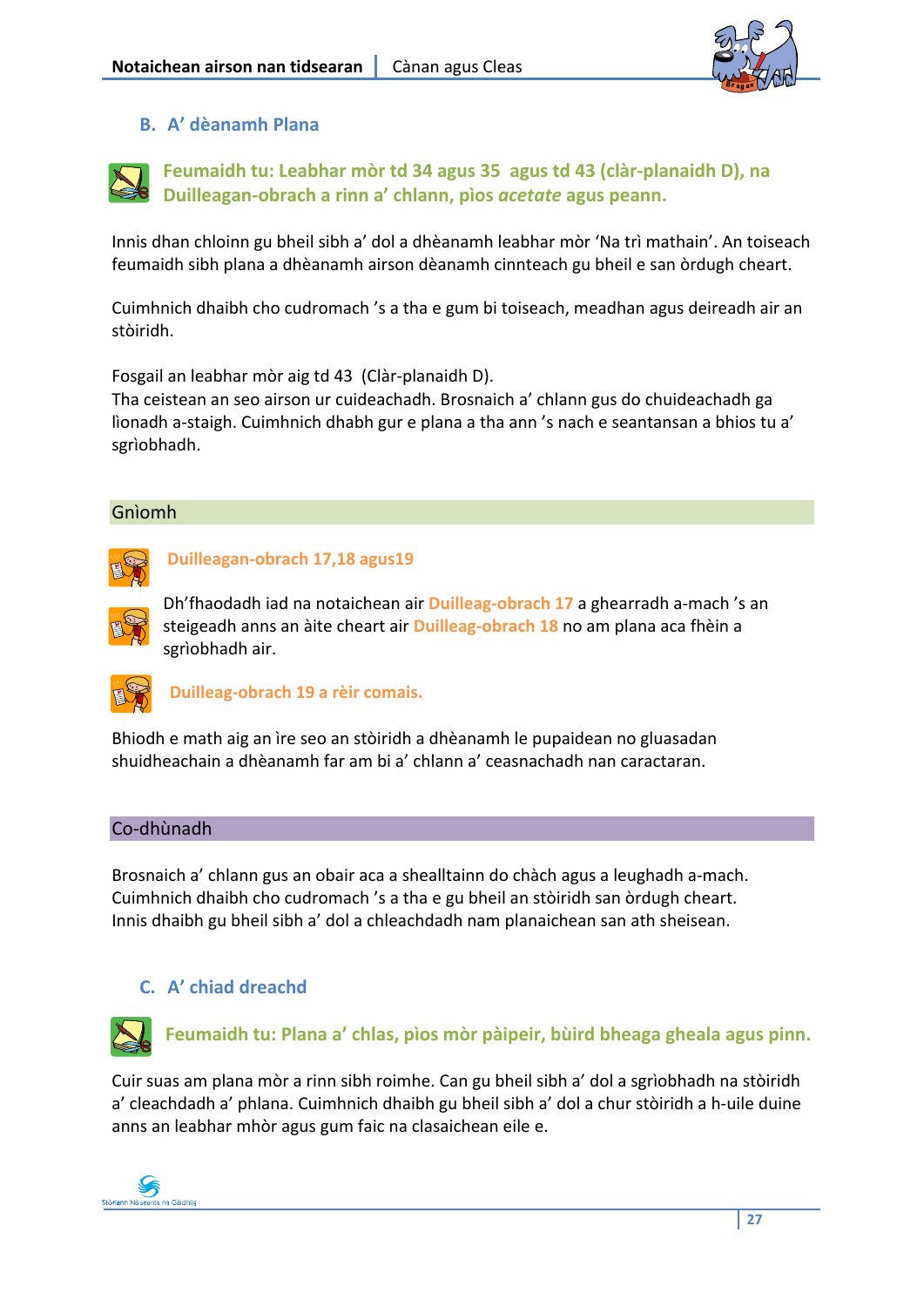## B. A' dèanamh Plana

**Feumaidh tu: Leabhar mòr td 34 agus 35 agus td 43 (clàr-planaidh D), na Duilleagan-obrach a rinn a' chlann, pìos *acetate* agus peann.**

Innis dhan chloinn gu bheil sibh a' dol a dhèanamh leabhar mòr 'Na trì mathain'. An toiseach feumaidh sibh plana a dhèanamh airson dèanamh cinnteach gu bheil e san òrdugh cheart.

Cuimhnich dhaibh cho cudromach 's a tha e gum bi toiseach, meadhan agus deireadh air an stòiridh.

Fosgail an leabhar mòr aig td 43 (Clàr-planaidh D).
Tha ceistean an seo airson ur cuideachadh. Brosnaich a' chlann gus do chuideachadh ga lìonadh a-staigh. Cuimhnich dhabh gur e plana a tha ann 's nach e seantansan a bhios tu a' sgrìobhadh.

### Gnìomh

**Duilleagan-obrach 17,18 agus19**

Dh'fhaodadh iad na notaichean air **Duilleag-obrach 17** a ghearradh a-mach 's an steigeadh anns an àite cheart air **Duilleag-obrach 18** no am plana aca fhèin a sgrìobhadh air.

**Duilleag-obrach 19 a rèir comais.**

Bhiodh e math aig an ìre seo an stòiridh a dhèanamh le pupaidean no gluasadan shuidheachain a dhèanamh far am bi a' chlann a' ceasnachadh nan caractaran.

### Co-dhùnadh

Brosnaich a' chlann gus an obair aca a shealltainn do chàch agus a leughadh a-mach.
Cuimhnich dhaibh cho cudromach 's a tha e gu bheil an stòiridh san òrdugh cheart.
Innis dhaibh gu bheil sibh a' dol a chleachdadh nam planaichean san ath sheisean.

## C. A' chiad dreachd

**Feumaidh tu: Plana a' chlas, pìos mòr pàipeir, bùird bheaga gheala agus pinn.**

Cuir suas am plana mòr a rinn sibh roimhe. Can gu bheil sibh a' dol a sgrìobhadh na stòiridh a' cleachdadh a' phlana. Cuimhnich dhaibh gu bheil sibh a' dol a chur stòiridh a h-uile duine anns an leabhar mhòr agus gum faic na clasaichean eile e.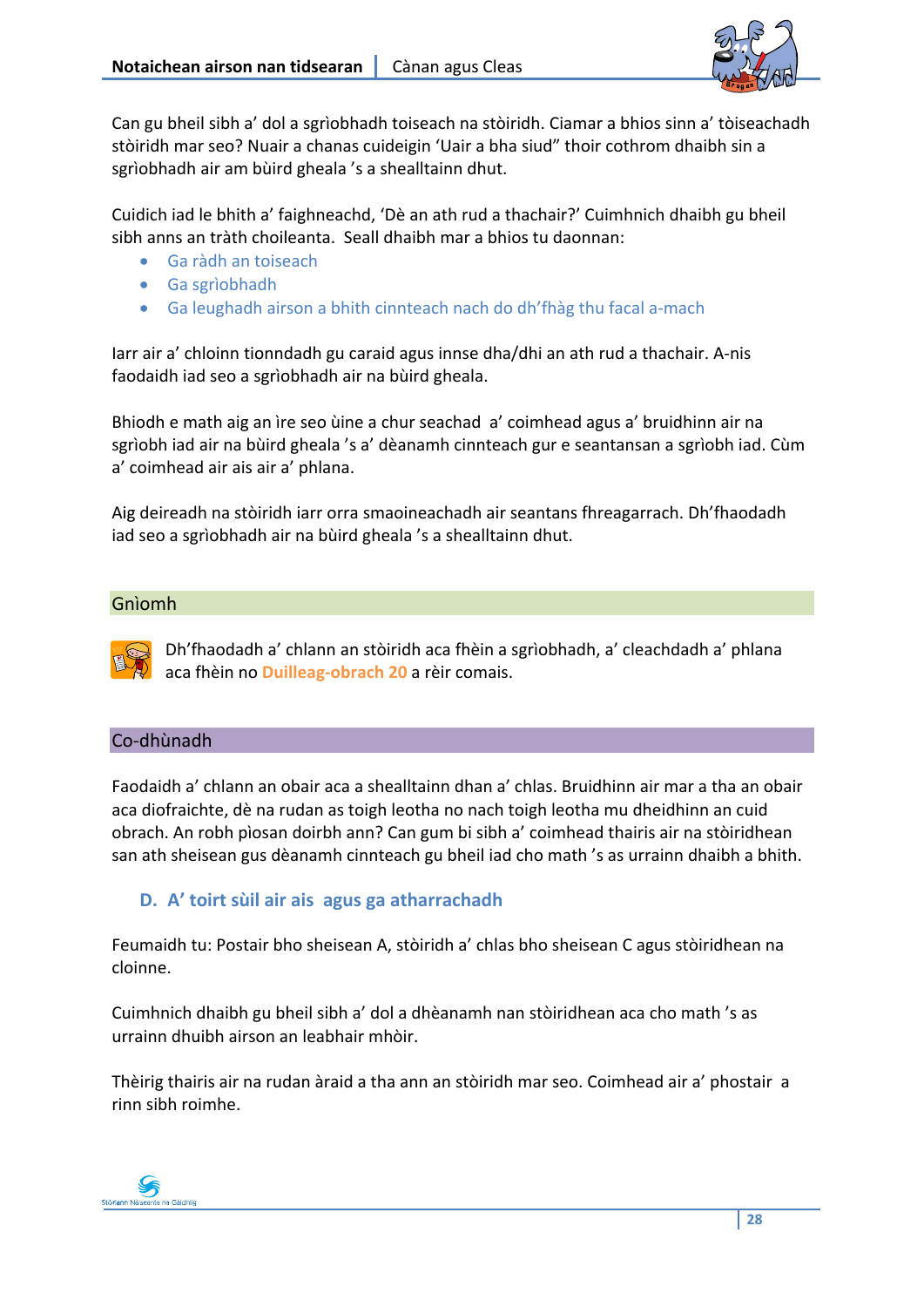Can gu bheil sibh a' dol a sgrìobhadh toiseach na stòiridh. Ciamar a bhios sinn a' tòiseachadh stòiridh mar seo? Nuair a chanas cuideigin 'Uair a bha siud" thoir cothrom dhaibh sin a sgrìobhadh air am bùird gheala 's a shealltainn dhut.

Cuidich iad le bhith a' faighneachd, 'Dè an ath rud a thachair?' Cuimhnich dhaibh gu bheil sibh anns an tràth choileanta. Seall dhaibh mar a bhios tu daonnan:

- Ga ràdh an toiseach
- Ga sgrìobhadh
- Ga leughadh airson a bhith cinnteach nach do dh'fhàg thu facal a-mach

Iarr air a' chloinn tionndadh gu caraid agus innse dha/dhi an ath rud a thachair. A-nis faodaidh iad seo a sgrìobhadh air na bùird gheala.

Bhiodh e math aig an ìre seo ùine a chur seachad a' coimhead agus a' bruidhinn air na sgrìobh iad air na bùird gheala 's a' dèanamh cinnteach gur e seantansan a sgrìobh iad. Cùm a' coimhead air ais air a' phlana.

Aig deireadh na stòiridh iarr orra smaoineachadh air seantans fhreagarrach. Dh'fhaodadh iad seo a sgrìobhadh air na bùird gheala 's a shealltainn dhut.

## Gnìomh

Dh'fhaodadh a' chlann an stòiridh aca fhèin a sgrìobhadh, a' cleachdadh a' phlana aca fhèin no **Duilleag-obrach 20** a rèir comais.

## Co-dhùnadh

Faodaidh a' chlann an obair aca a shealltainn dhan a' chlas. Bruidhinn air mar a tha an obair aca diofraichte, dè na rudan as toigh leotha no nach toigh leotha mu dheidhinn an cuid obrach. An robh pìosan doirbh ann? Can gum bi sibh a' coimhead thairis air na stòiridhean san ath sheisean gus dèanamh cinnteach gu bheil iad cho math 's as urrainn dhaibh a bhith.

### D. A' toirt sùil air ais agus ga atharrachadh

Feumaidh tu: Postair bho sheisean A, stòiridh a' chlas bho sheisean C agus stòiridhean na cloinne.

Cuimhnich dhaibh gu bheil sibh a' dol a dhèanamh nan stòiridhean aca cho math 's as urrainn dhuibh airson an leabhair mhòir.

Thèirig thairis air na rudan àraid a tha ann an stòiridh mar seo. Coimhead air a' phostair a rinn sibh roimhe.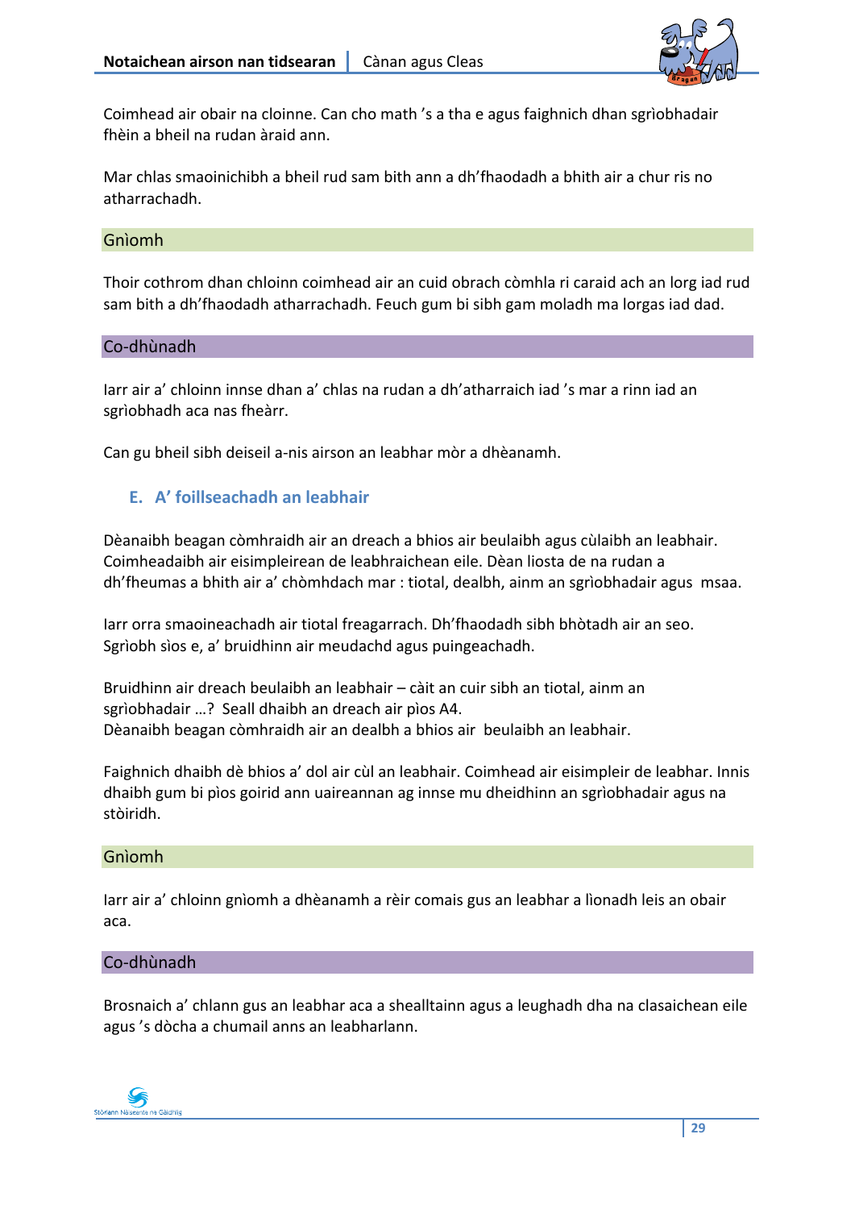Coimhead air obair na cloinne. Can cho math ’s a tha e agus faighnich dhan sgrìobhadair fhèin a bheil na rudan àraid ann.

Mar chlas smaoinichibh a bheil rud sam bith ann a dh’fhaodadh a bhith air a chur ris no atharrachadh.

### Gnìomh

Thoir cothrom dhan chloinn coimhead air an cuid obrach còmhla ri caraid ach an lorg iad rud sam bith a dh’fhaodadh atharrachadh. Feuch gum bi sibh gam moladh ma lorgas iad dad.

### Co-dhùnadh

Iarr air a’ chloinn innse dhan a’ chlas na rudan a dh’atharraich iad ’s mar a rinn iad an sgrìobhadh aca nas fheàrr.

Can gu bheil sibh deiseil a-nis airson an leabhar mòr a dhèanamh.

## E. A’ foillseachadh an leabhair

Dèanaibh beagan còmhraidh air an dreach a bhios air beulaibh agus cùlaibh an leabhair. Coimheadaibh air eisimpleirean de leabhraichean eile. Dèan liosta de na rudan a dh’fheumas a bhith air a’ chòmhdach mar : tiotal, dealbh, ainm an sgrìobhadair agus msaa.

Iarr orra smaoineachadh air tiotal freagarrach. Dh’fhaodadh sibh bhòtadh air an seo. Sgrìobh sìos e, a’ bruidhinn air meudachd agus puingeachadh.

Bruidhinn air dreach beulaibh an leabhair – càit an cuir sibh an tiotal, ainm an sgrìobhadair …? Seall dhaibh an dreach air pìos A4.
Dèanaibh beagan còmhraidh air an dealbh a bhios air beulaibh an leabhair.

Faighnich dhaibh dè bhios a’ dol air cùl an leabhair. Coimhead air eisimpleir de leabhar. Innis dhaibh gum bi pìos goirid ann uaireannan ag innse mu dheidhinn an sgrìobhadair agus na stòiridh.

### Gnìomh

Iarr air a’ chloinn gnìomh a dhèanamh a rèir comais gus an leabhar a lìonadh leis an obair aca.

### Co-dhùnadh

Brosnaich a’ chlann gus an leabhar aca a shealltainn agus a leughadh dha na clasaichean eile agus ’s dòcha a chumail anns an leabharlann.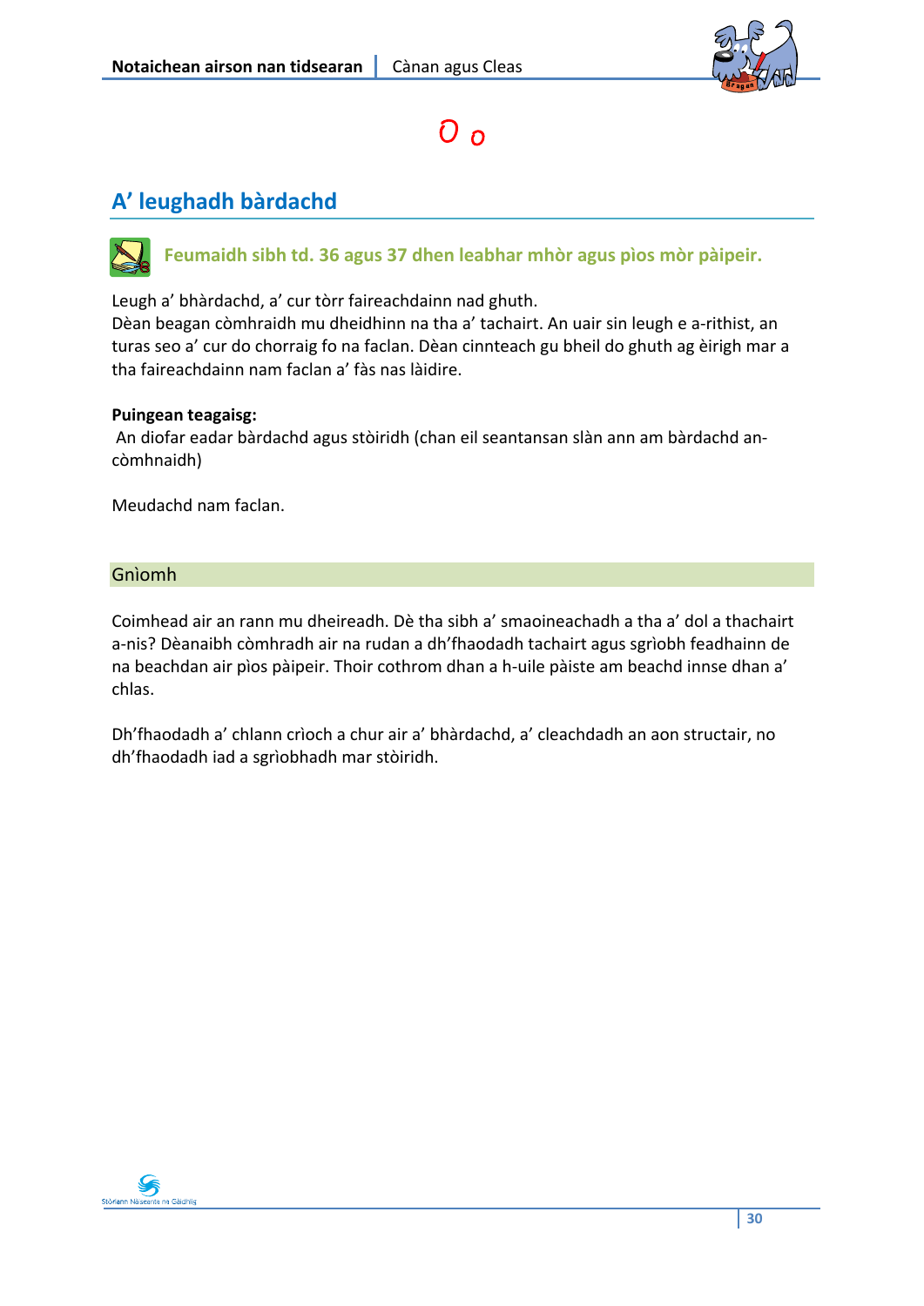O o

## A' leughadh bàrdachd

**Feumaidh sibh td. 36 agus 37 dhen leabhar mhòr agus pìos mòr pàipeir.**

Leugh a' bhàrdachd, a' cur tòrr faireachdainn nad ghuth.
Dèan beagan còmhraidh mu dheidhinn na tha a' tachairt. An uair sin leugh e a-rithist, an turas seo a' cur do chorraig fo na faclan. Dèan cinnteach gu bheil do ghuth ag èirigh mar a tha faireachdainn nam faclan a' fàs nas làidire.

**Puingean teagaisg:**
An diofar eadar bàrdachd agus stòiridh (chan eil seantansan slàn ann am bàrdachd an-còmhnaidh)

Meudachd nam faclan.

### Gnìomh

Coimhead air an rann mu dheireadh. Dè tha sibh a' smaoineachadh a tha a' dol a thachairt a-nis? Dèanaibh còmhradh air na rudan a dh'fhaodadh tachairt agus sgrìobh feadhainn de na beachdan air pìos pàipeir. Thoir cothrom dhan a h-uile pàiste am beachd innse dhan a' chlas.

Dh'fhaodadh a' chlann crìoch a chur air a' bhàrdachd, a' cleachdadh an aon structair, no dh'fhaodadh iad a sgrìobhadh mar stòiridh.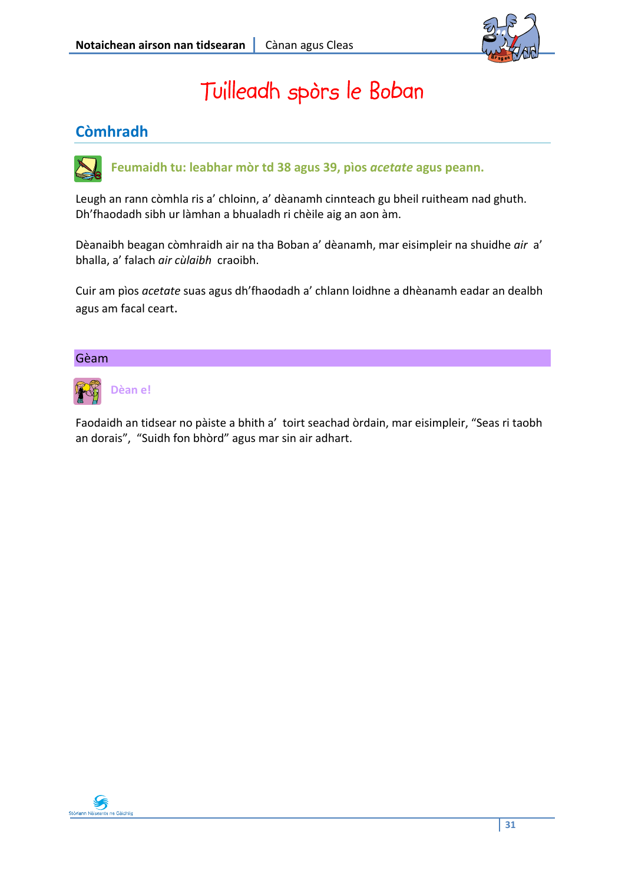# Tuilleadh spòrs le Boban

## Còmhradh

**Feumaidh tu: leabhar mòr td 38 agus 39, pìos *acetate* agus peann.**

Leugh an rann còmhla ris a' chloinn, a' dèanamh cinnteach gu bheil ruitheam nad ghuth. Dh'fhaodadh sibh ur làmhan a bhualadh ri chèile aig an aon àm.

Dèanaibh beagan còmhraidh air na tha Boban a' dèanamh, mar eisimpleir na shuidhe *air* a' bhalla, a' falach *air cùlaibh* craoibh.

Cuir am pìos *acetate* suas agus dh'fhaodadh a' chlann loidhne a dhèanamh eadar an dealbh agus am facal ceart.

## Gèam

**Dèan e!**

Faodaidh an tidsear no pàiste a bhith a' toirt seachad òrdain, mar eisimpleir, "Seas ri taobh an dorais", "Suidh fon bhòrd" agus mar sin air adhart.